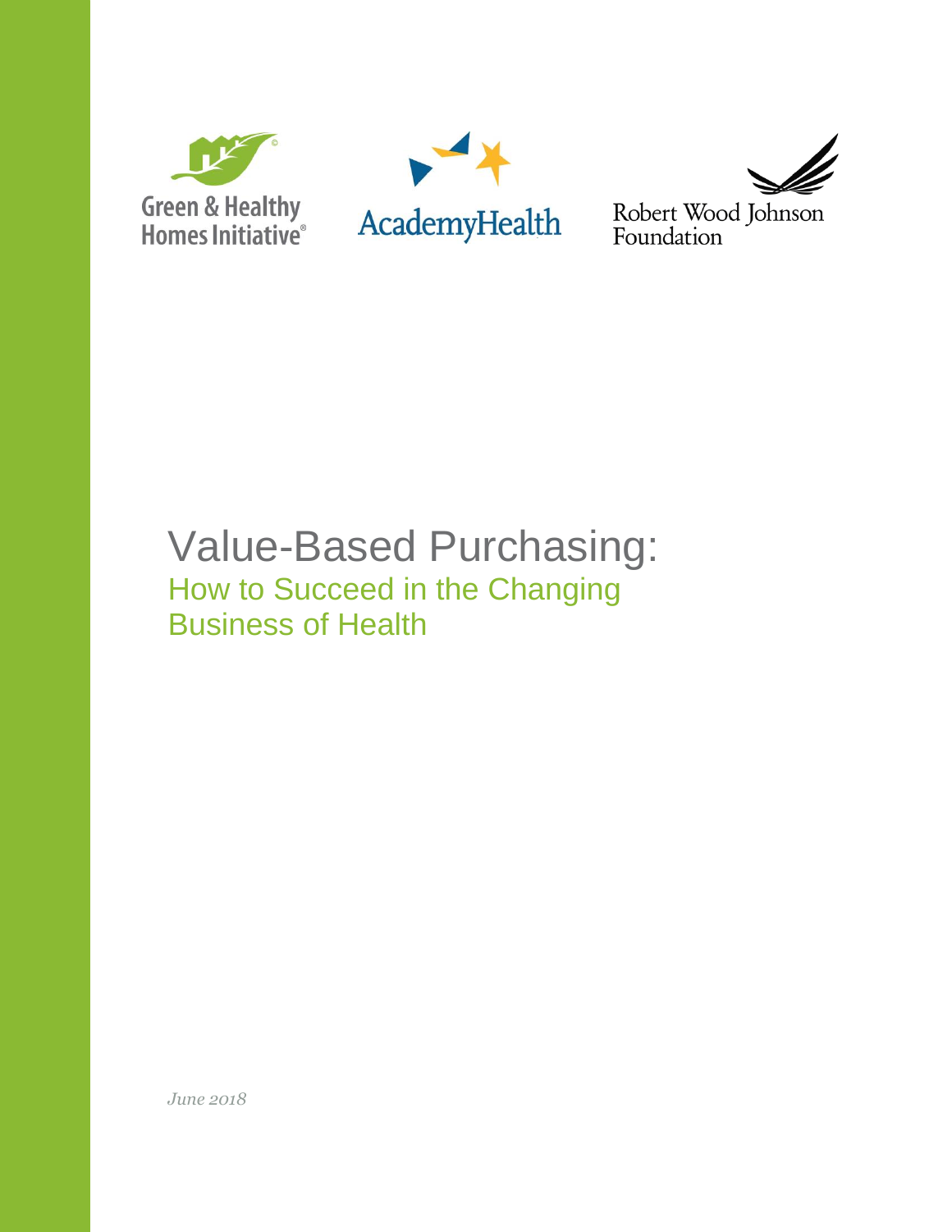Green & Healthy Homes Initiative®

AcademyHealth

Robert Wood Johnson Foundation

# Value-Based Purchasing:

## How to Succeed in the Changing Business of Health

*June 2018*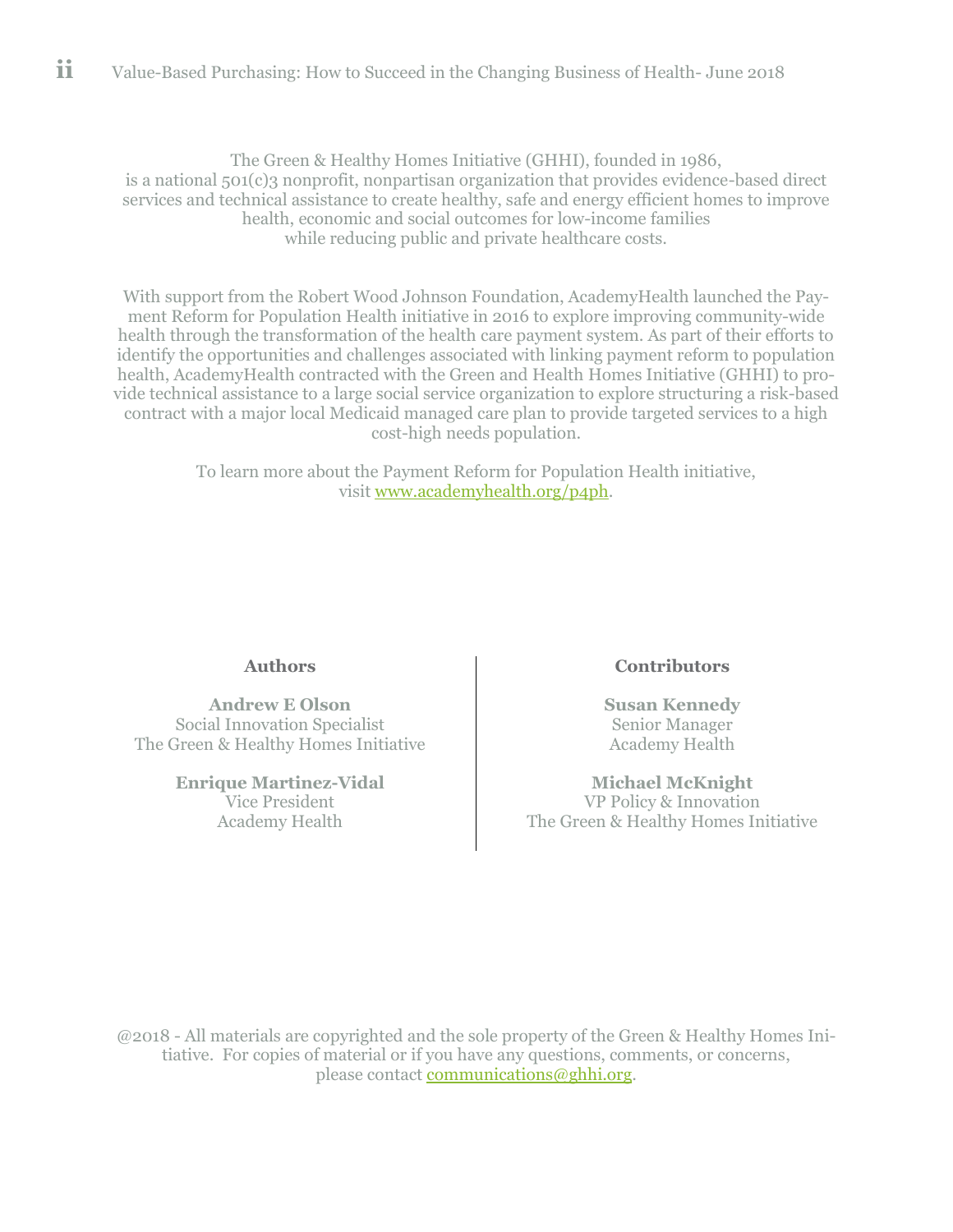The Green & Healthy Homes Initiative (GHHI), founded in 1986,
is a national 501(c)3 nonprofit, nonpartisan organization that provides evidence-based direct services and technical assistance to create healthy, safe and energy efficient homes to improve health, economic and social outcomes for low-income families while reducing public and private healthcare costs.

With support from the Robert Wood Johnson Foundation, AcademyHealth launched the Payment Reform for Population Health initiative in 2016 to explore improving community-wide health through the transformation of the health care payment system. As part of their efforts to identify the opportunities and challenges associated with linking payment reform to population health, AcademyHealth contracted with the Green and Health Homes Initiative (GHHI) to provide technical assistance to a large social service organization to explore structuring a risk-based contract with a major local Medicaid managed care plan to provide targeted services to a high cost-high needs population.

To learn more about the Payment Reform for Population Health initiative, visit [www.academyhealth.org/p4ph](http://www.academyhealth.org/p4ph).

**Authors**

**Andrew E Olson**
Social Innovation Specialist
The Green & Healthy Homes Initiative

**Enrique Martinez-Vidal**
Vice President
Academy Health

**Contributors**

**Susan Kennedy**
Senior Manager
Academy Health

**Michael McKnight**
VP Policy & Innovation
The Green & Healthy Homes Initiative

@2018 - All materials are copyrighted and the sole property of the Green & Healthy Homes Initiative. For copies of material or if you have any questions, comments, or concerns, please contact [communications@ghhi.org](mailto:communications@ghhi.org).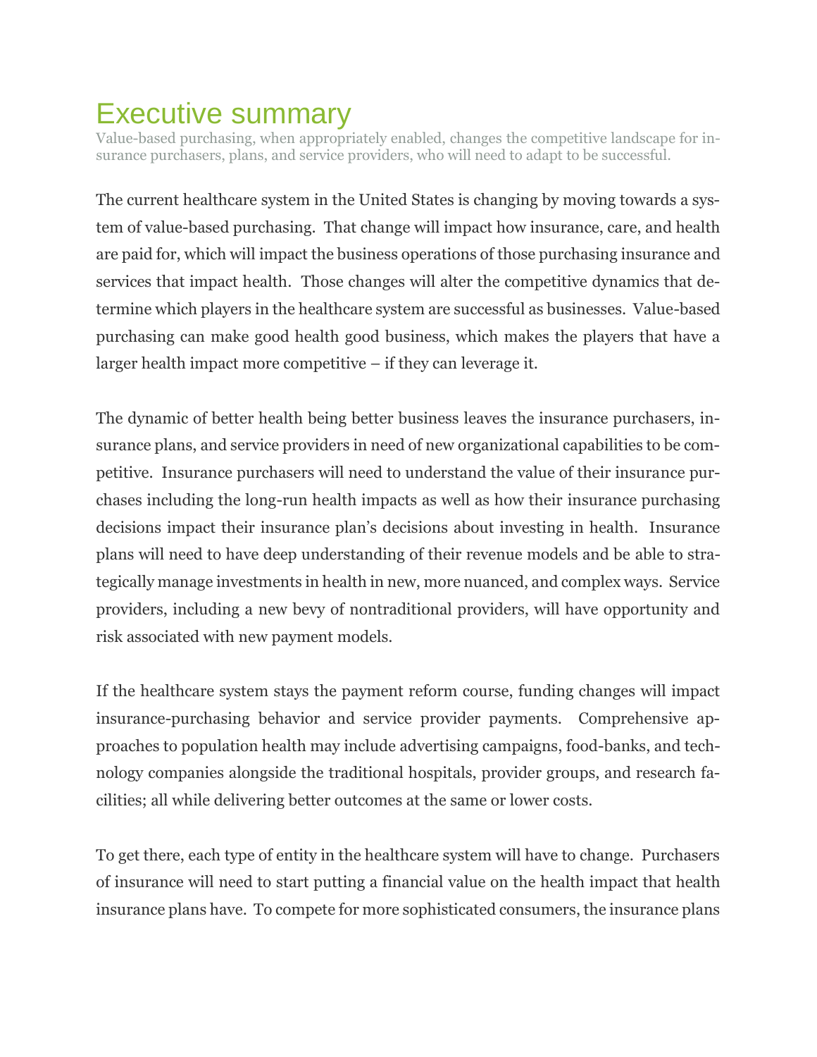# Executive summary

Value-based purchasing, when appropriately enabled, changes the competitive landscape for insurance purchasers, plans, and service providers, who will need to adapt to be successful.

The current healthcare system in the United States is changing by moving towards a system of value-based purchasing. That change will impact how insurance, care, and health are paid for, which will impact the business operations of those purchasing insurance and services that impact health. Those changes will alter the competitive dynamics that determine which players in the healthcare system are successful as businesses. Value-based purchasing can make good health good business, which makes the players that have a larger health impact more competitive – if they can leverage it.

The dynamic of better health being better business leaves the insurance purchasers, insurance plans, and service providers in need of new organizational capabilities to be competitive. Insurance purchasers will need to understand the value of their insurance purchases including the long-run health impacts as well as how their insurance purchasing decisions impact their insurance plan's decisions about investing in health. Insurance plans will need to have deep understanding of their revenue models and be able to strategically manage investments in health in new, more nuanced, and complex ways. Service providers, including a new bevy of nontraditional providers, will have opportunity and risk associated with new payment models.

If the healthcare system stays the payment reform course, funding changes will impact insurance-purchasing behavior and service provider payments. Comprehensive approaches to population health may include advertising campaigns, food-banks, and technology companies alongside the traditional hospitals, provider groups, and research facilities; all while delivering better outcomes at the same or lower costs.

To get there, each type of entity in the healthcare system will have to change. Purchasers of insurance will need to start putting a financial value on the health impact that health insurance plans have. To compete for more sophisticated consumers, the insurance plans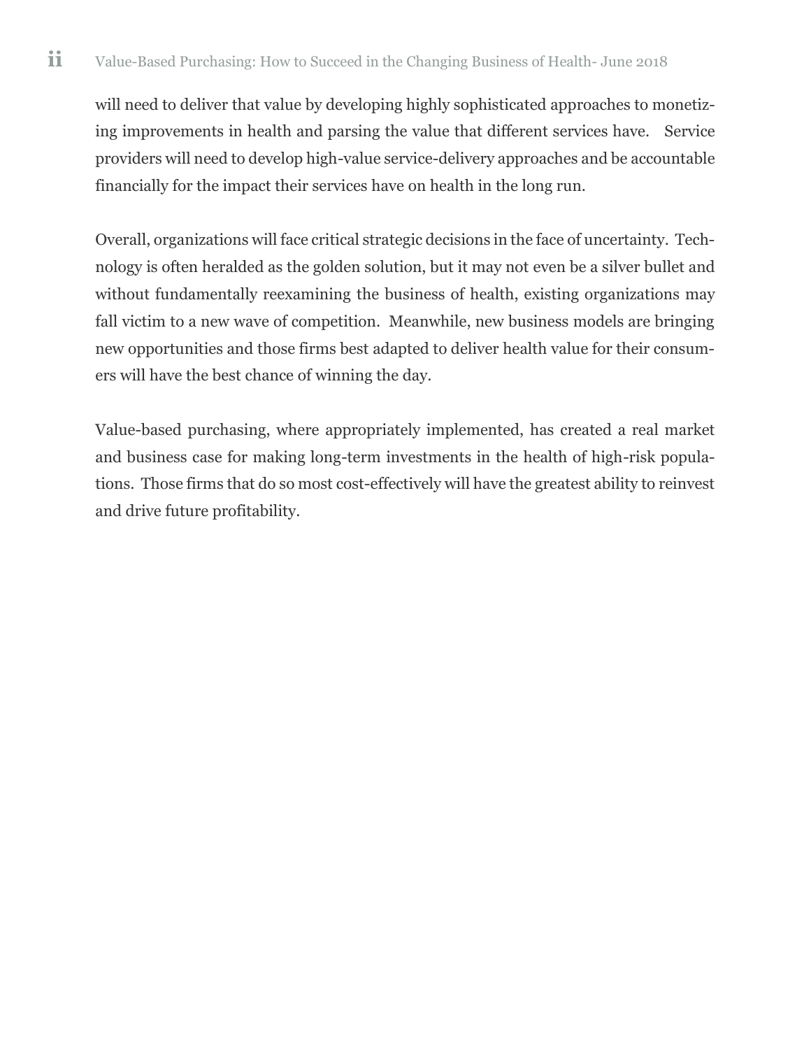will need to deliver that value by developing highly sophisticated approaches to monetizing improvements in health and parsing the value that different services have. Service providers will need to develop high-value service-delivery approaches and be accountable financially for the impact their services have on health in the long run.

Overall, organizations will face critical strategic decisions in the face of uncertainty. Technology is often heralded as the golden solution, but it may not even be a silver bullet and without fundamentally reexamining the business of health, existing organizations may fall victim to a new wave of competition. Meanwhile, new business models are bringing new opportunities and those firms best adapted to deliver health value for their consumers will have the best chance of winning the day.

Value-based purchasing, where appropriately implemented, has created a real market and business case for making long-term investments in the health of high-risk populations. Those firms that do so most cost-effectively will have the greatest ability to reinvest and drive future profitability.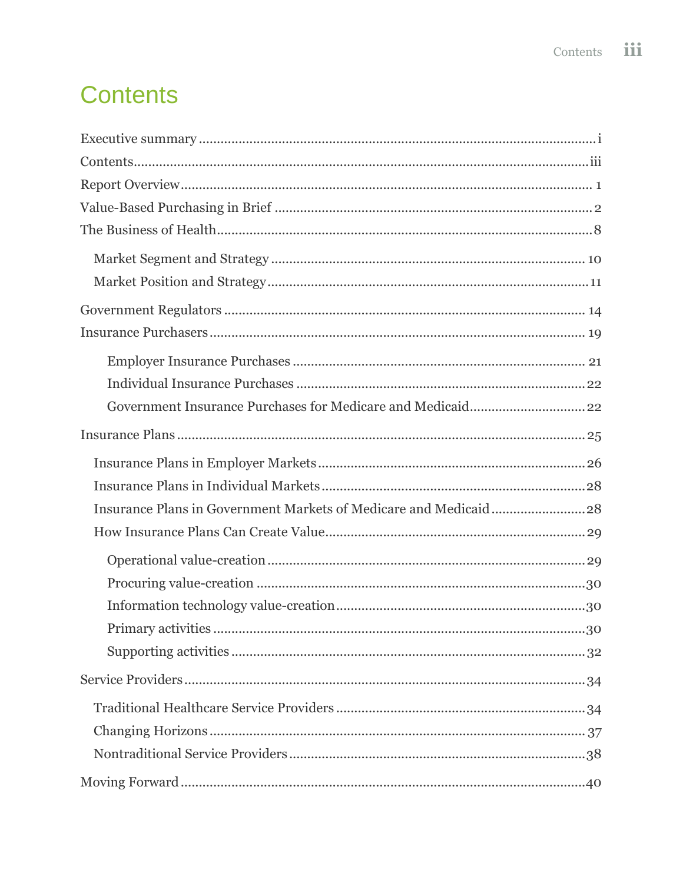# Contents

Executive summary ........ i

Contents ........ iii

Report Overview ........ 1

Value-Based Purchasing in Brief ........ 2

The Business of Health ........ 8

- Market Segment and Strategy ........ 10
- Market Position and Strategy ........ 11

Government Regulators ........ 14

Insurance Purchasers ........ 19

- Employer Insurance Purchases ........ 21
- Individual Insurance Purchases ........ 22
- Government Insurance Purchases for Medicare and Medicaid ........ 22

Insurance Plans ........ 25

- Insurance Plans in Employer Markets ........ 26
- Insurance Plans in Individual Markets ........ 28
- Insurance Plans in Government Markets of Medicare and Medicaid ........ 28
- How Insurance Plans Can Create Value ........ 29
  - Operational value-creation ........ 29
  - Procuring value-creation ........ 30
  - Information technology value-creation ........ 30
  - Primary activities ........ 30
  - Supporting activities ........ 32

Service Providers ........ 34

- Traditional Healthcare Service Providers ........ 34
- Changing Horizons ........ 37
- Nontraditional Service Providers ........ 38

Moving Forward ........ 40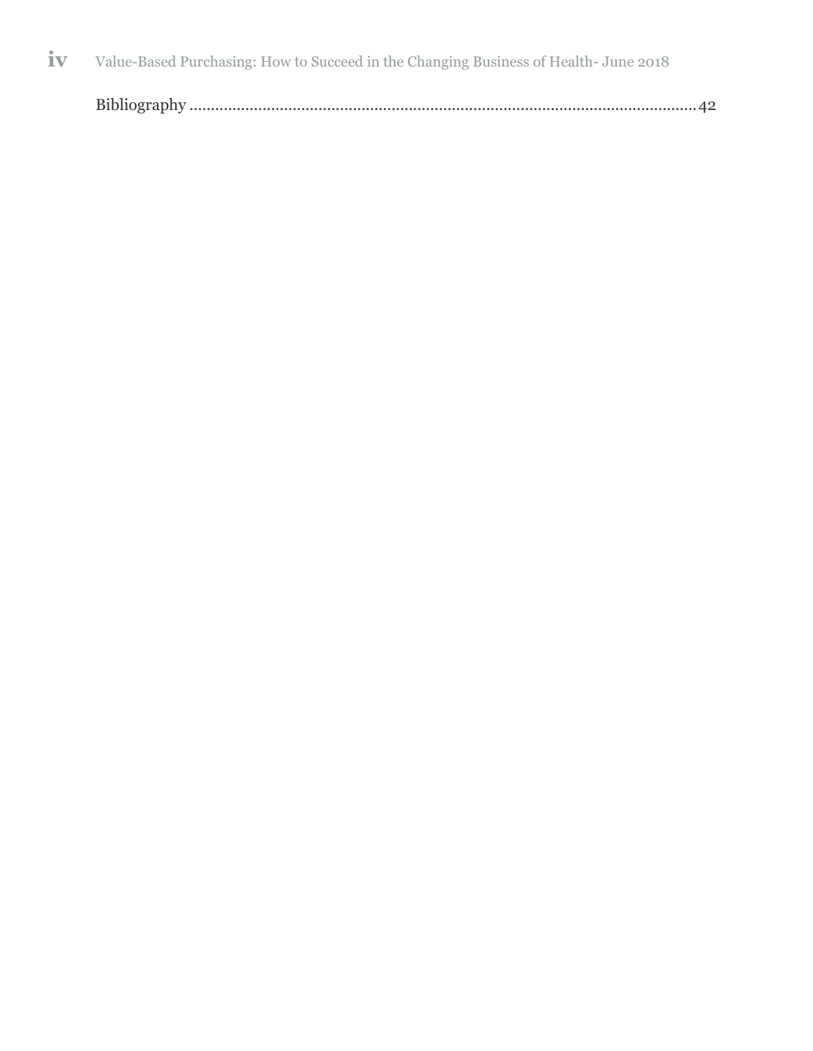Bibliography ........................................................................................................... 42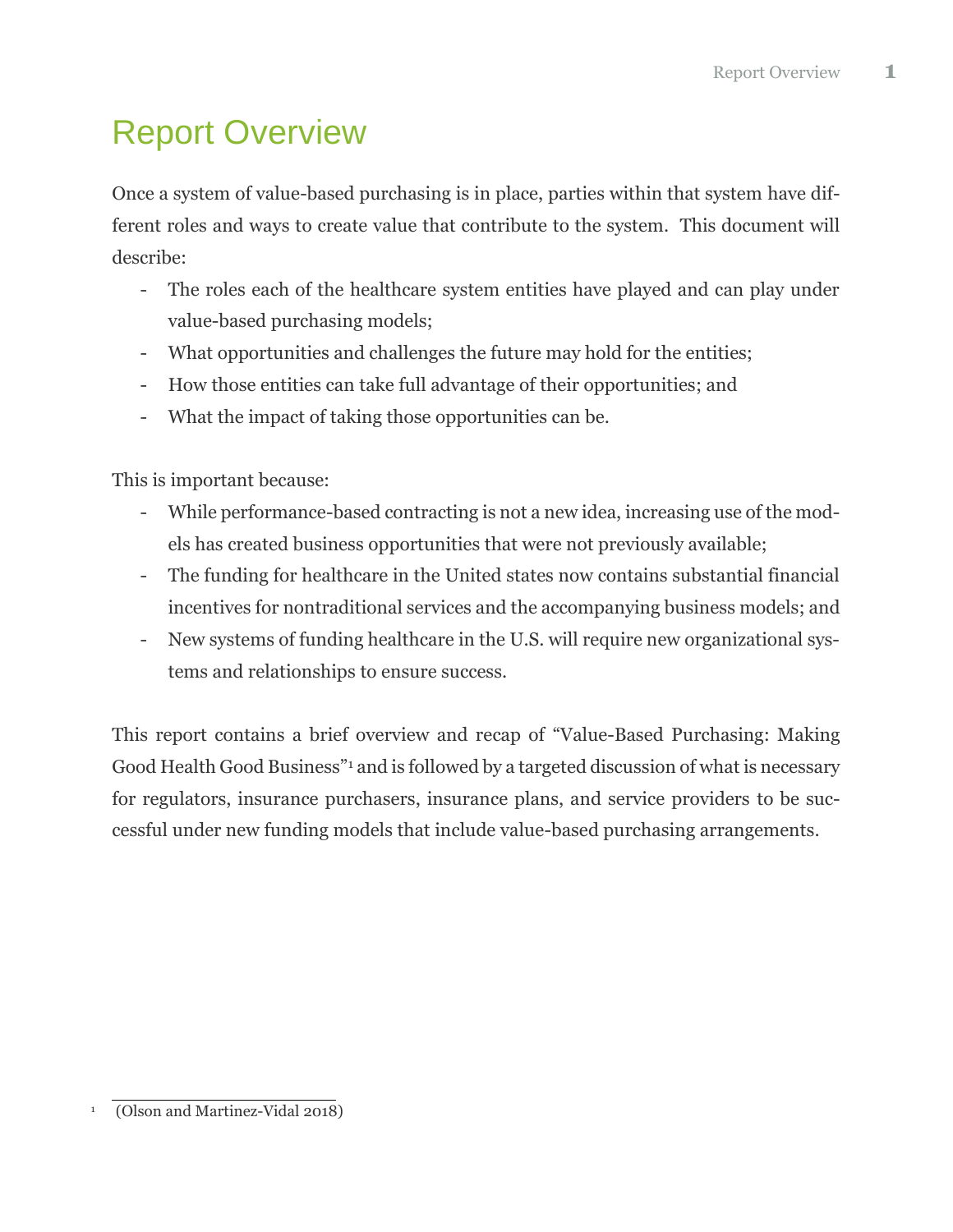# Report Overview

Once a system of value-based purchasing is in place, parties within that system have different roles and ways to create value that contribute to the system. This document will describe:

- The roles each of the healthcare system entities have played and can play under value-based purchasing models;
- What opportunities and challenges the future may hold for the entities;
- How those entities can take full advantage of their opportunities; and
- What the impact of taking those opportunities can be.

This is important because:

- While performance-based contracting is not a new idea, increasing use of the models has created business opportunities that were not previously available;
- The funding for healthcare in the United states now contains substantial financial incentives for nontraditional services and the accompanying business models; and
- New systems of funding healthcare in the U.S. will require new organizational systems and relationships to ensure success.

This report contains a brief overview and recap of "Value-Based Purchasing: Making Good Health Good Business"[1] and is followed by a targeted discussion of what is necessary for regulators, insurance purchasers, insurance plans, and service providers to be successful under new funding models that include value-based purchasing arrangements.

---

[1] (Olson and Martinez-Vidal 2018)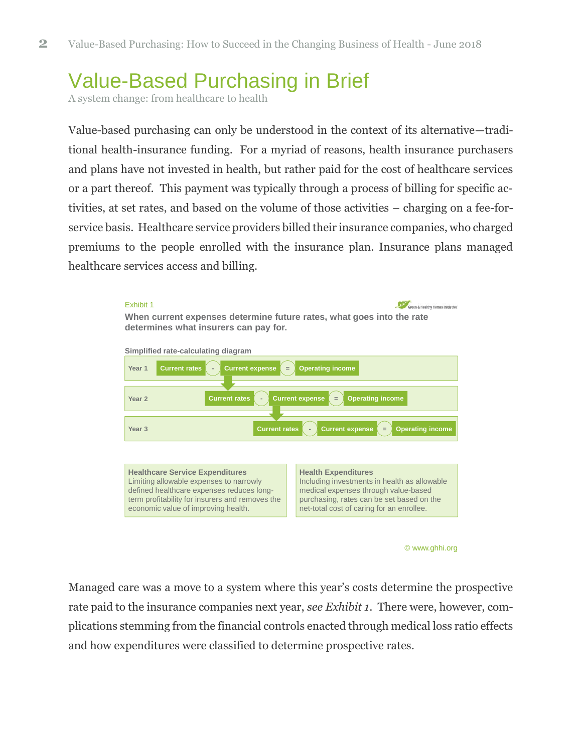# Value-Based Purchasing in Brief

A system change: from healthcare to health

Value-based purchasing can only be understood in the context of its alternative—traditional health-insurance funding. For a myriad of reasons, health insurance purchasers and plans have not invested in health, but rather paid for the cost of healthcare services or a part thereof. This payment was typically through a process of billing for specific activities, at set rates, and based on the volume of those activities – charging on a fee-for-service basis. Healthcare service providers billed their insurance companies, who charged premiums to the people enrolled with the insurance plan. Insurance plans managed healthcare services access and billing.

Exhibit 1

**When current expenses determine future rates, what goes into the rate determines what insurers can pay for.**

**Simplified rate-calculating diagram**

| Year | | | | | |
|---|---|---|---|---|---|
| Year 1 | Current rates | - | Current expense | = | Operating income |
| Year 2 | Current rates | - | Current expense | = | Operating income |
| Year 3 | Current rates | - | Current expense | = | Operating income |

**Healthcare Service Expenditures**
Limiting allowable expenses to narrowly defined healthcare expenses reduces long-term profitability for insurers and removes the economic value of improving health.

**Health Expenditures**
Including investments in health as allowable medical expenses through value-based purchasing, rates can be set based on the net-total cost of caring for an enrollee.

© www.ghhi.org

Managed care was a move to a system where this year's costs determine the prospective rate paid to the insurance companies next year, *see Exhibit 1*. There were, however, complications stemming from the financial controls enacted through medical loss ratio effects and how expenditures were classified to determine prospective rates.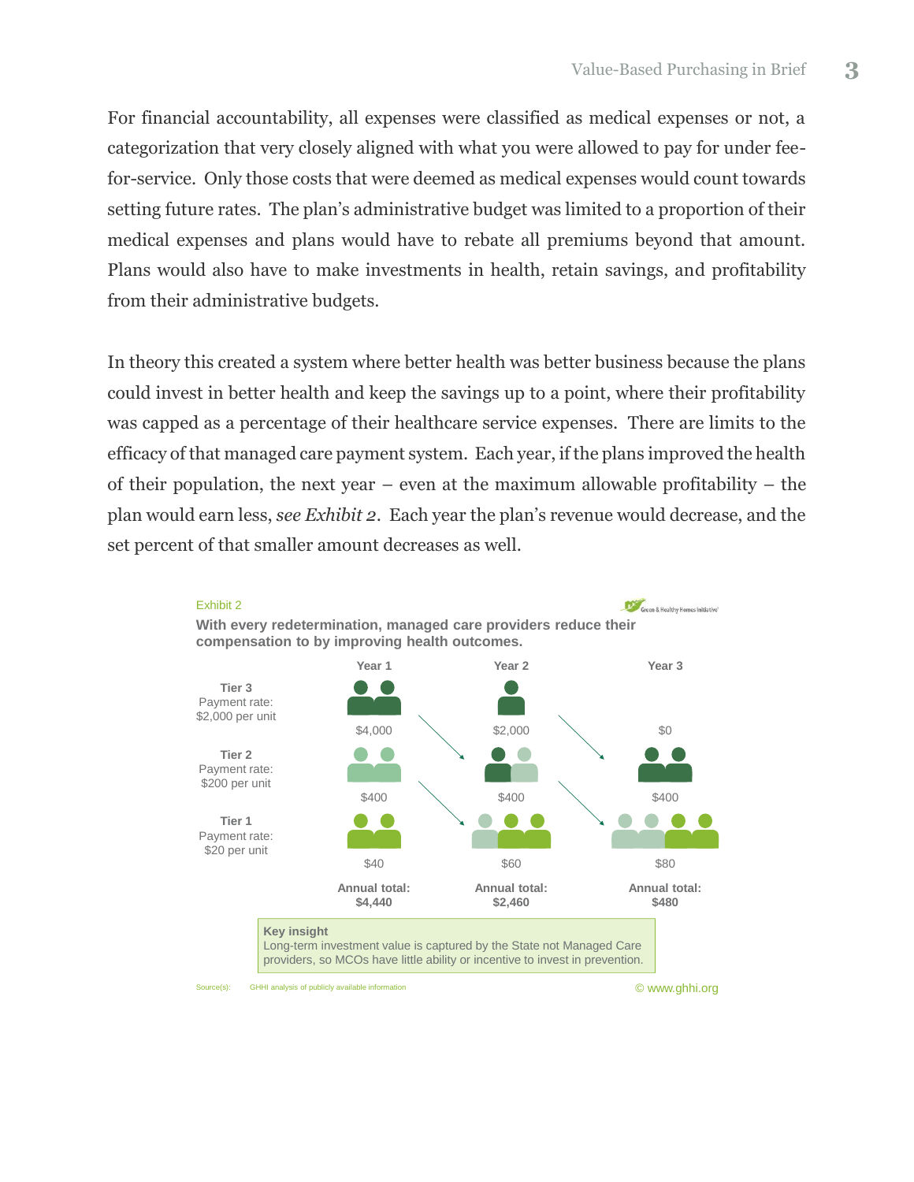For financial accountability, all expenses were classified as medical expenses or not, a categorization that very closely aligned with what you were allowed to pay for under fee-for-service. Only those costs that were deemed as medical expenses would count towards setting future rates. The plan's administrative budget was limited to a proportion of their medical expenses and plans would have to rebate all premiums beyond that amount. Plans would also have to make investments in health, retain savings, and profitability from their administrative budgets.

In theory this created a system where better health was better business because the plans could invest in better health and keep the savings up to a point, where their profitability was capped as a percentage of their healthcare service expenses. There are limits to the efficacy of that managed care payment system. Each year, if the plans improved the health of their population, the next year – even at the maximum allowable profitability – the plan would earn less, *see Exhibit 2*. Each year the plan's revenue would decrease, and the set percent of that smaller amount decreases as well.

Exhibit 2

**With every redetermination, managed care providers reduce their compensation to by improving health outcomes.**

| | Year 1 | Year 2 | Year 3 |
|---|---|---|---|
| **Tier 3** Payment rate: $2,000 per unit | $4,000 | $2,000 | $0 |
| **Tier 2** Payment rate: $200 per unit | $400 | $400 | $400 |
| **Tier 1** Payment rate: $20 per unit | $40 | $60 | $80 |
| | **Annual total: $4,440** | **Annual total: $2,460** | **Annual total: $480** |

**Key insight**
Long-term investment value is captured by the State not Managed Care providers, so MCOs have little ability or incentive to invest in prevention.

Source(s): GHHI analysis of publicly available information

© www.ghhi.org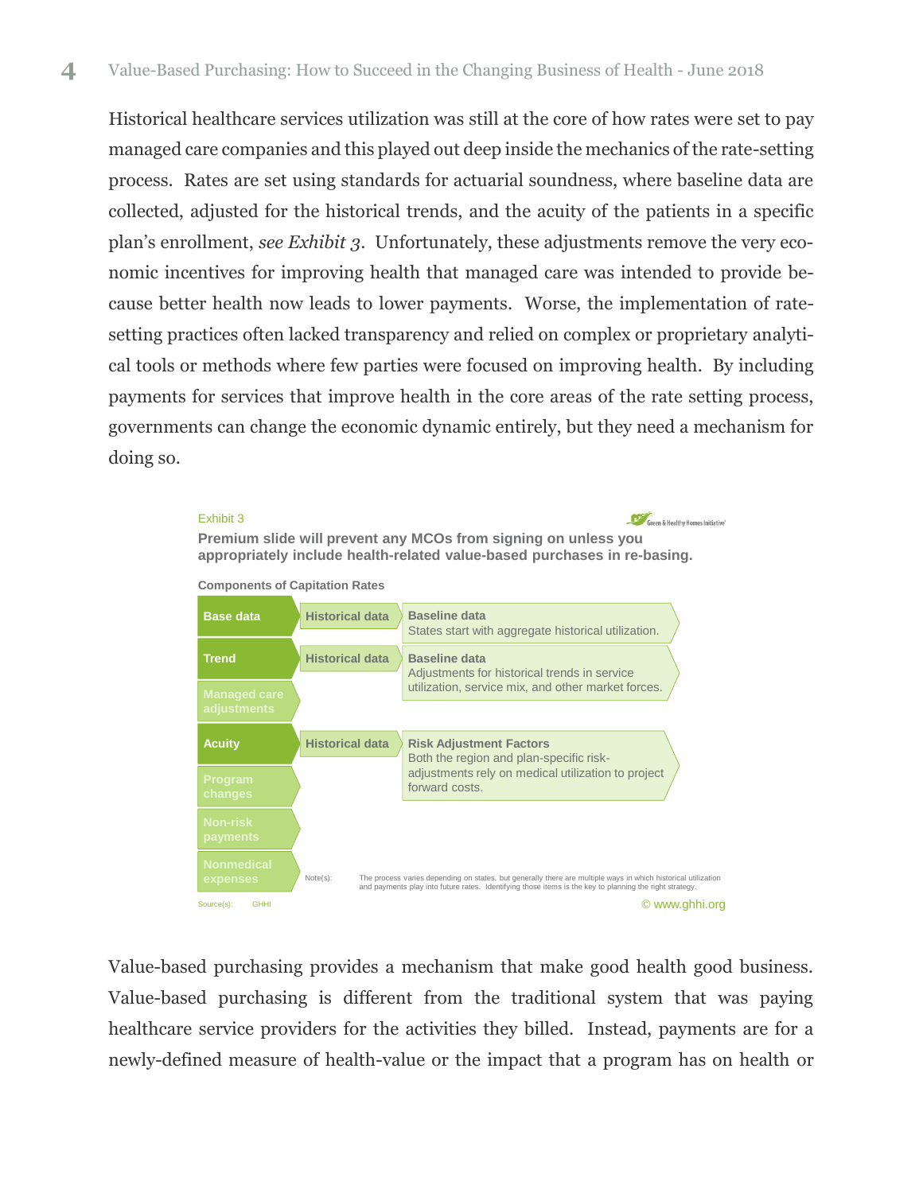Historical healthcare services utilization was still at the core of how rates were set to pay managed care companies and this played out deep inside the mechanics of the rate-setting process. Rates are set using standards for actuarial soundness, where baseline data are collected, adjusted for the historical trends, and the acuity of the patients in a specific plan's enrollment, *see Exhibit 3*. Unfortunately, these adjustments remove the very economic incentives for improving health that managed care was intended to provide because better health now leads to lower payments. Worse, the implementation of rate-setting practices often lacked transparency and relied on complex or proprietary analytical tools or methods where few parties were focused on improving health. By including payments for services that improve health in the core areas of the rate setting process, governments can change the economic dynamic entirely, but they need a mechanism for doing so.

Exhibit 3

**Premium slide will prevent any MCOs from signing on unless you appropriately include health-related value-based purchases in re-basing.**

**Components of Capitation Rates**

| Component | Source | Description |
|---|---|---|
| **Base data** | Historical data | **Baseline data** States start with aggregate historical utilization. |
| **Trend** | Historical data | **Baseline data** Adjustments for historical trends in service utilization, service mix, and other market forces. |
| Managed care adjustments | | |
| **Acuity** | Historical data | **Risk Adjustment Factors** Both the region and plan-specific risk-adjustments rely on medical utilization to project forward costs. |
| Program changes | | |
| Non-risk payments | | |
| Nonmedical expenses | | |

Note(s): The process varies depending on states, but generally there are multiple ways in which historical utilization and payments play into future rates. Identifying those items is the key to planning the right strategy.

Source(s): GHHI

© www.ghhi.org

Value-based purchasing provides a mechanism that make good health good business. Value-based purchasing is different from the traditional system that was paying healthcare service providers for the activities they billed. Instead, payments are for a newly-defined measure of health-value or the impact that a program has on health or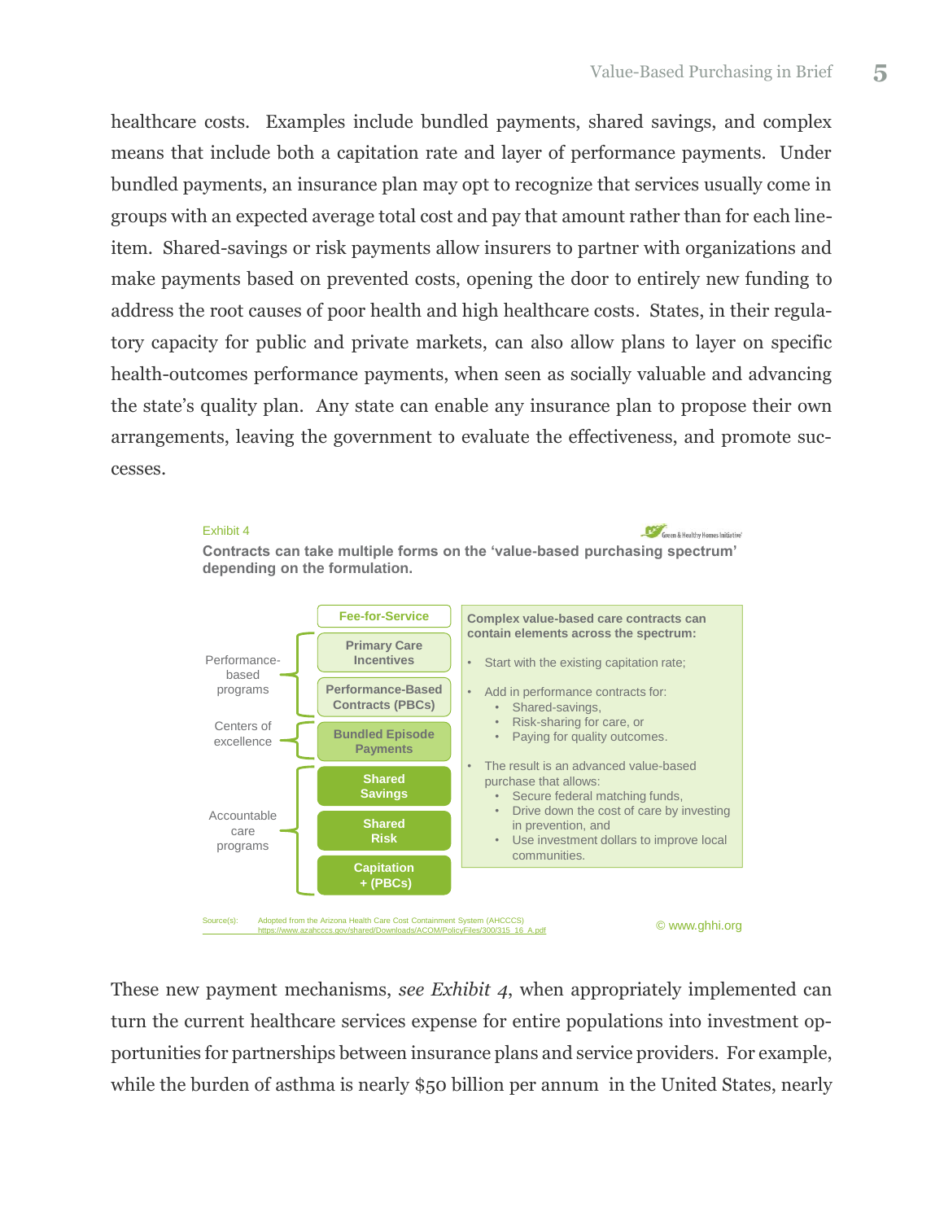healthcare costs. Examples include bundled payments, shared savings, and complex means that include both a capitation rate and layer of performance payments. Under bundled payments, an insurance plan may opt to recognize that services usually come in groups with an expected average total cost and pay that amount rather than for each line-item. Shared-savings or risk payments allow insurers to partner with organizations and make payments based on prevented costs, opening the door to entirely new funding to address the root causes of poor health and high healthcare costs. States, in their regulatory capacity for public and private markets, can also allow plans to layer on specific health-outcomes performance payments, when seen as socially valuable and advancing the state's quality plan. Any state can enable any insurance plan to propose their own arrangements, leaving the government to evaluate the effectiveness, and promote successes.

Exhibit 4

**Contracts can take multiple forms on the 'value-based purchasing spectrum' depending on the formulation.**

| Program type | Contract form |
| --- | --- |
| | Fee-for-Service |
| Performance-based programs | Primary Care Incentives |
| | Performance-Based Contracts (PBCs) |
| Centers of excellence | Bundled Episode Payments |
| Accountable care programs | Shared Savings |
| | Shared Risk |
| | Capitation + (PBCs) |

**Complex value-based care contracts can contain elements across the spectrum:**

- Start with the existing capitation rate;
- Add in performance contracts for:
  - Shared-savings,
  - Risk-sharing for care, or
  - Paying for quality outcomes.
- The result is an advanced value-based purchase that allows:
  - Secure federal matching funds,
  - Drive down the cost of care by investing in prevention, and
  - Use investment dollars to improve local communities.

Source(s): Adopted from the Arizona Health Care Cost Containment System (AHCCCS) https://www.azahcccs.gov/shared/Downloads/ACOM/PolicyFiles/300/315_16_A.pdf

© www.ghhi.org

These new payment mechanisms, *see Exhibit 4*, when appropriately implemented can turn the current healthcare services expense for entire populations into investment opportunities for partnerships between insurance plans and service providers. For example, while the burden of asthma is nearly $50 billion per annum in the United States, nearly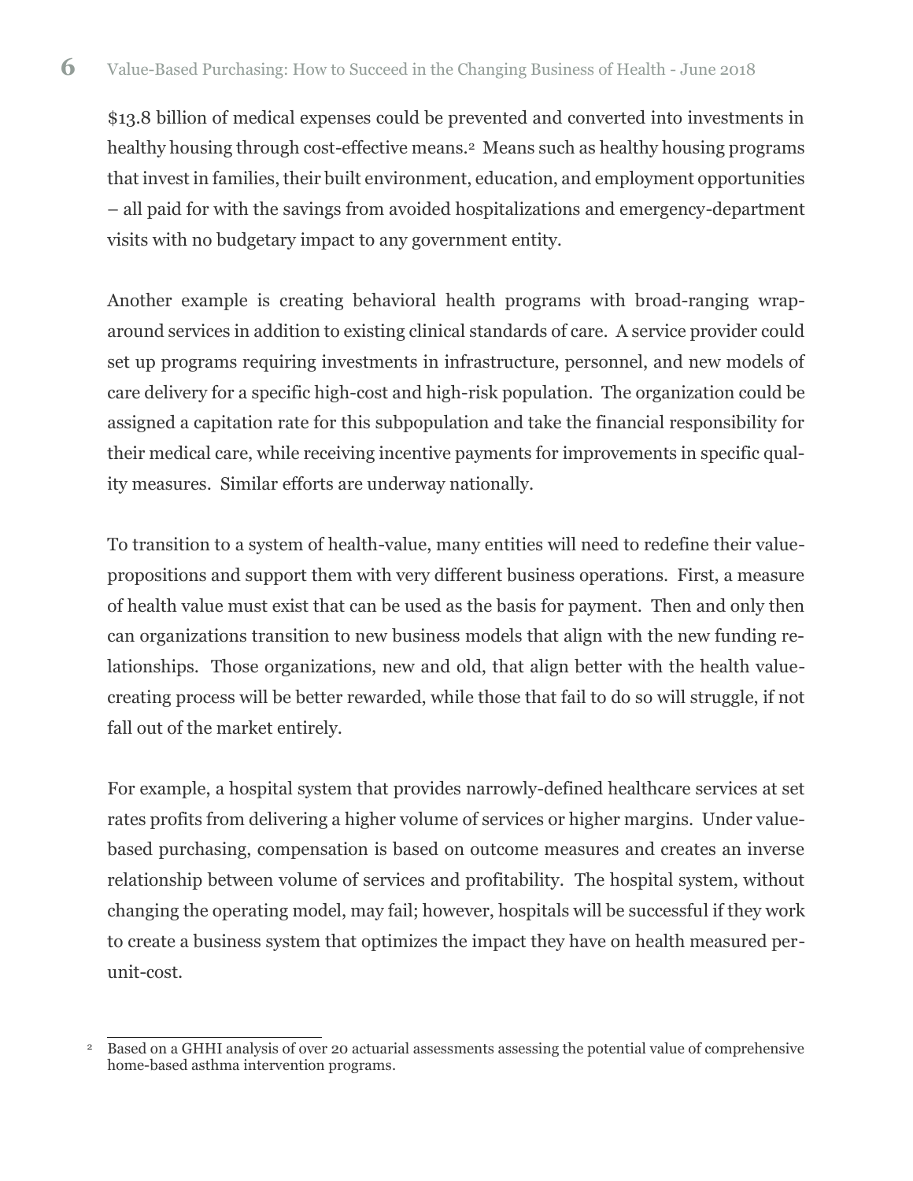$13.8 billion of medical expenses could be prevented and converted into investments in healthy housing through cost-effective means.[2] Means such as healthy housing programs that invest in families, their built environment, education, and employment opportunities – all paid for with the savings from avoided hospitalizations and emergency-department visits with no budgetary impact to any government entity.

Another example is creating behavioral health programs with broad-ranging wrap-around services in addition to existing clinical standards of care. A service provider could set up programs requiring investments in infrastructure, personnel, and new models of care delivery for a specific high-cost and high-risk population. The organization could be assigned a capitation rate for this subpopulation and take the financial responsibility for their medical care, while receiving incentive payments for improvements in specific quality measures. Similar efforts are underway nationally.

To transition to a system of health-value, many entities will need to redefine their value-propositions and support them with very different business operations. First, a measure of health value must exist that can be used as the basis for payment. Then and only then can organizations transition to new business models that align with the new funding relationships. Those organizations, new and old, that align better with the health value-creating process will be better rewarded, while those that fail to do so will struggle, if not fall out of the market entirely.

For example, a hospital system that provides narrowly-defined healthcare services at set rates profits from delivering a higher volume of services or higher margins. Under value-based purchasing, compensation is based on outcome measures and creates an inverse relationship between volume of services and profitability. The hospital system, without changing the operating model, may fail; however, hospitals will be successful if they work to create a business system that optimizes the impact they have on health measured per-unit-cost.

---

[2] Based on a GHHI analysis of over 20 actuarial assessments assessing the potential value of comprehensive home-based asthma intervention programs.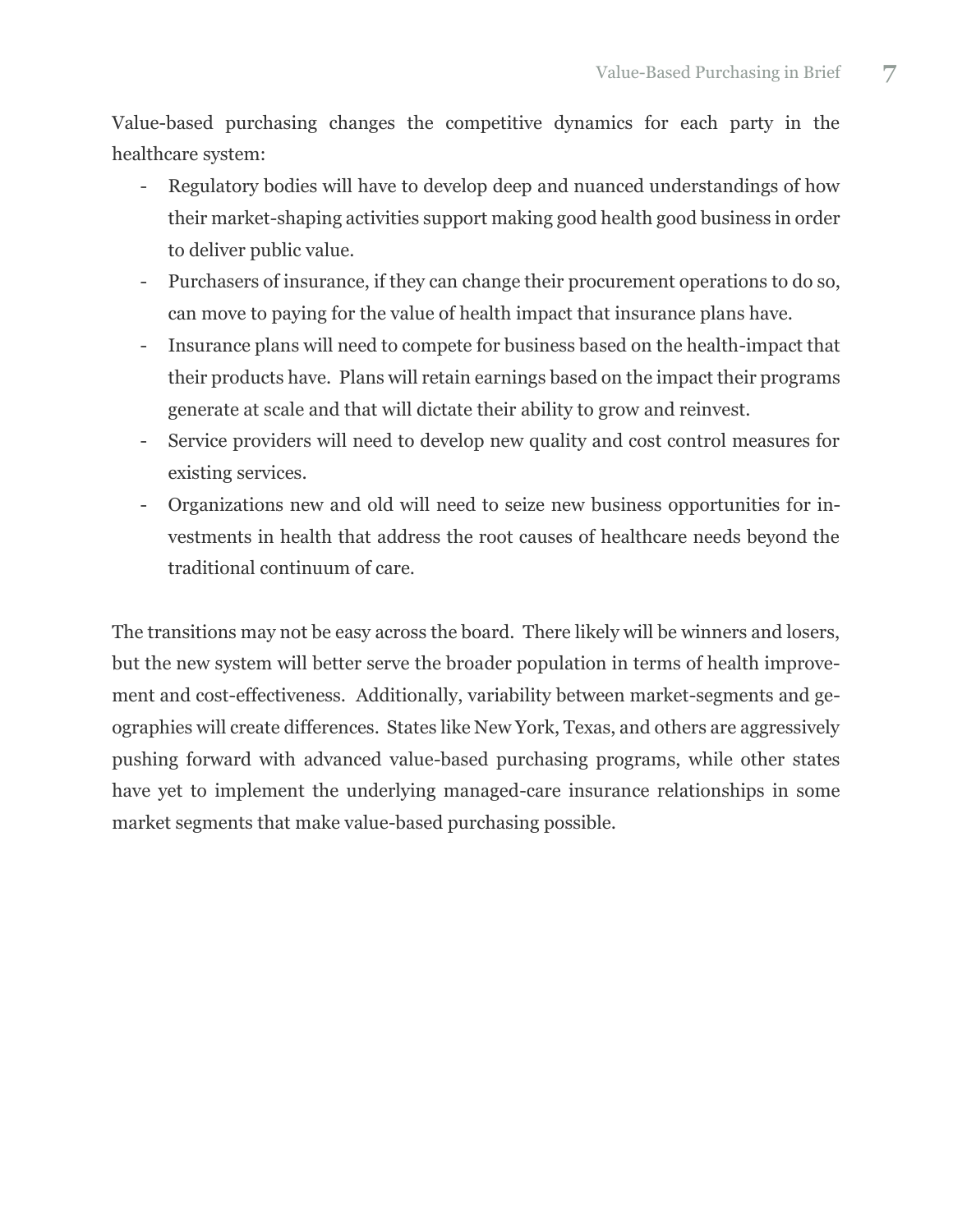Value-based purchasing changes the competitive dynamics for each party in the healthcare system:

- Regulatory bodies will have to develop deep and nuanced understandings of how their market-shaping activities support making good health good business in order to deliver public value.
- Purchasers of insurance, if they can change their procurement operations to do so, can move to paying for the value of health impact that insurance plans have.
- Insurance plans will need to compete for business based on the health-impact that their products have. Plans will retain earnings based on the impact their programs generate at scale and that will dictate their ability to grow and reinvest.
- Service providers will need to develop new quality and cost control measures for existing services.
- Organizations new and old will need to seize new business opportunities for investments in health that address the root causes of healthcare needs beyond the traditional continuum of care.

The transitions may not be easy across the board. There likely will be winners and losers, but the new system will better serve the broader population in terms of health improvement and cost-effectiveness. Additionally, variability between market-segments and geographies will create differences. States like New York, Texas, and others are aggressively pushing forward with advanced value-based purchasing programs, while other states have yet to implement the underlying managed-care insurance relationships in some market segments that make value-based purchasing possible.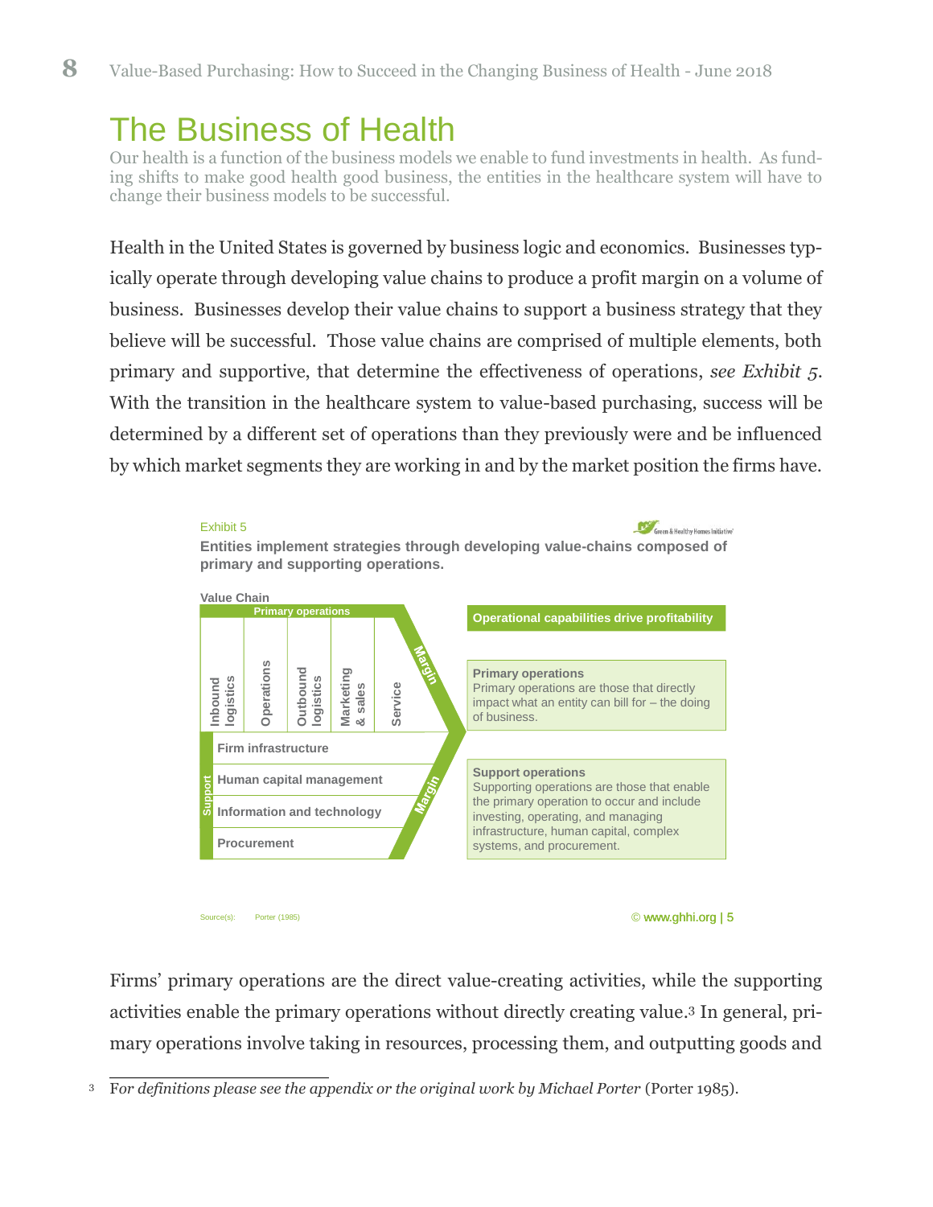// The Business of Health

Our health is a function of the business models we enable to fund investments in health. As funding shifts to make good health good business, the entities in the healthcare system will have to change their business models to be successful.

Health in the United States is governed by business logic and economics. Businesses typically operate through developing value chains to produce a profit margin on a volume of business. Businesses develop their value chains to support a business strategy that they believe will be successful. Those value chains are comprised of multiple elements, both primary and supportive, that determine the effectiveness of operations, *see Exhibit 5*. With the transition in the healthcare system to value-based purchasing, success will be determined by a different set of operations than they previously were and be influenced by which market segments they are working in and by the market position the firms have.

Exhibit 5

**Entities implement strategies through developing value-chains composed of primary and supporting operations.**

Value Chain

Primary operations: Inbound logistics | Operations | Outbound logistics | Marketing & sales | Service — Margin

Support: Firm infrastructure | Human capital management | Information and technology | Procurement — Margin

**Operational capabilities drive profitability**

**Primary operations**
Primary operations are those that directly impact what an entity can bill for – the doing of business.

**Support operations**
Supporting operations are those that enable the primary operation to occur and include investing, operating, and managing infrastructure, human capital, complex systems, and procurement.

Source(s): Porter (1985)

© www.ghhi.org | 5

Firms' primary operations are the direct value-creating activities, while the supporting activities enable the primary operations without directly creating value.[3] In general, primary operations involve taking in resources, processing them, and outputting goods and

[3] F*or definitions please see the appendix or the original work by Michael Porter* (Porter 1985).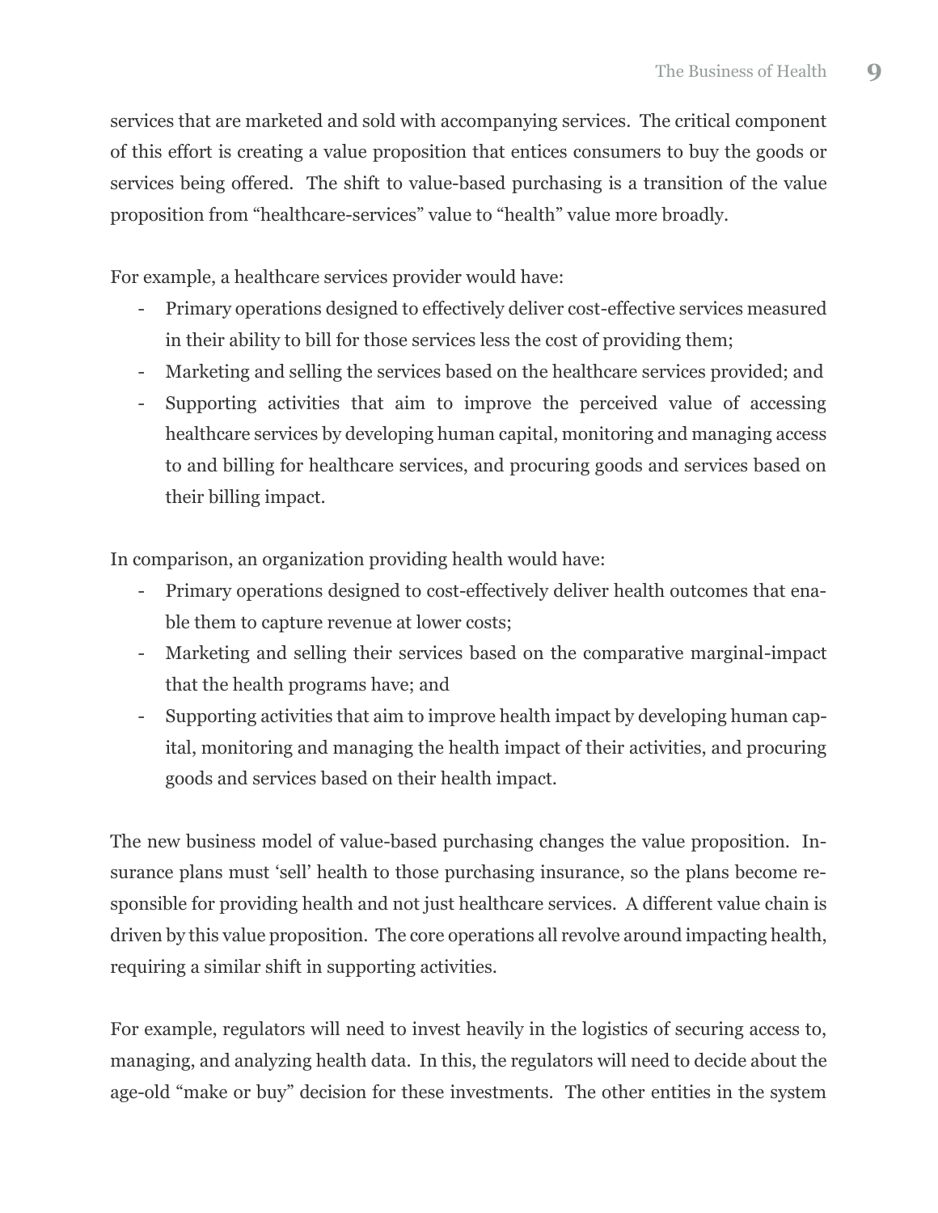services that are marketed and sold with accompanying services. The critical component of this effort is creating a value proposition that entices consumers to buy the goods or services being offered. The shift to value-based purchasing is a transition of the value proposition from "healthcare-services" value to "health" value more broadly.

For example, a healthcare services provider would have:

- Primary operations designed to effectively deliver cost-effective services measured in their ability to bill for those services less the cost of providing them;
- Marketing and selling the services based on the healthcare services provided; and
- Supporting activities that aim to improve the perceived value of accessing healthcare services by developing human capital, monitoring and managing access to and billing for healthcare services, and procuring goods and services based on their billing impact.

In comparison, an organization providing health would have:

- Primary operations designed to cost-effectively deliver health outcomes that enable them to capture revenue at lower costs;
- Marketing and selling their services based on the comparative marginal-impact that the health programs have; and
- Supporting activities that aim to improve health impact by developing human capital, monitoring and managing the health impact of their activities, and procuring goods and services based on their health impact.

The new business model of value-based purchasing changes the value proposition. Insurance plans must 'sell' health to those purchasing insurance, so the plans become responsible for providing health and not just healthcare services. A different value chain is driven by this value proposition. The core operations all revolve around impacting health, requiring a similar shift in supporting activities.

For example, regulators will need to invest heavily in the logistics of securing access to, managing, and analyzing health data. In this, the regulators will need to decide about the age-old "make or buy" decision for these investments. The other entities in the system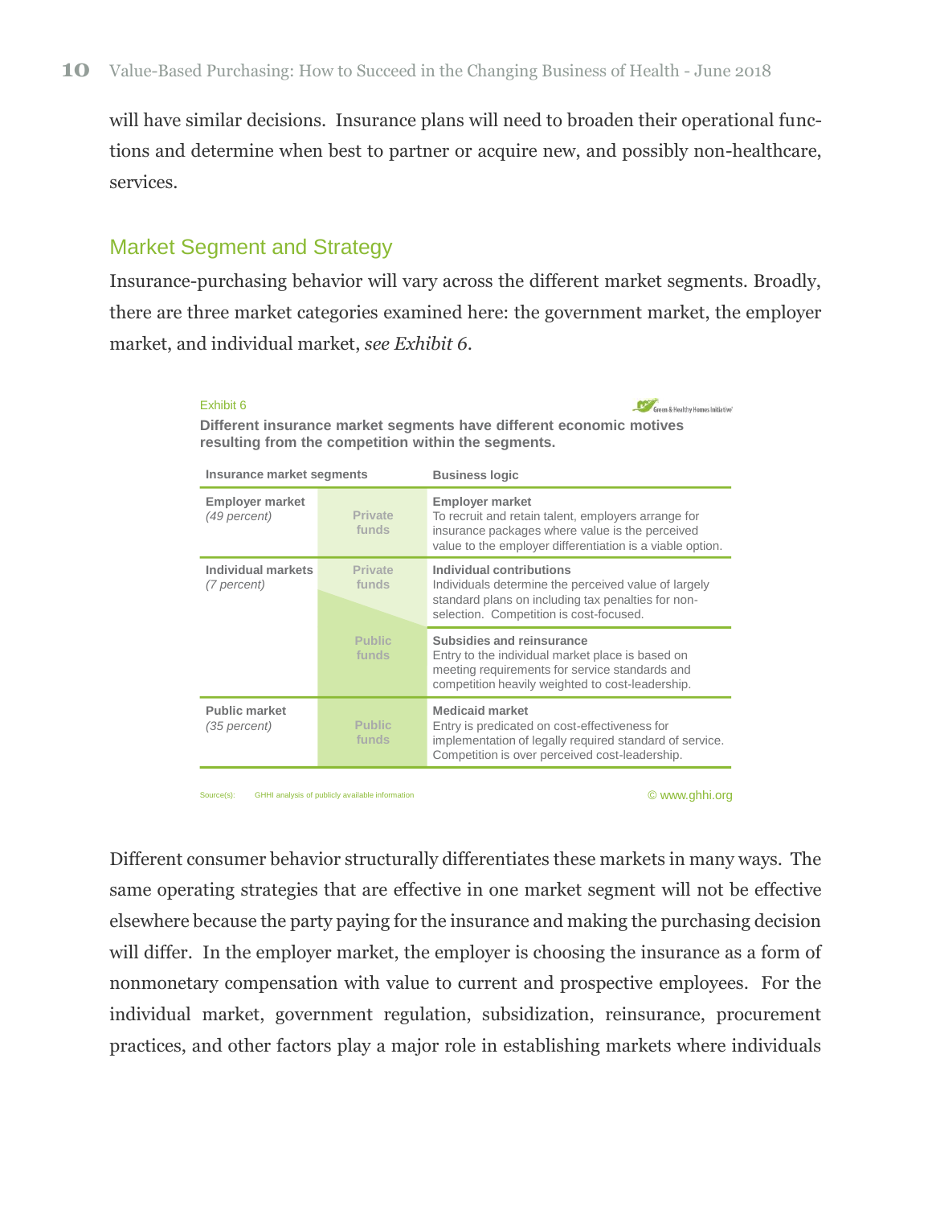will have similar decisions. Insurance plans will need to broaden their operational functions and determine when best to partner or acquire new, and possibly non-healthcare, services.

## Market Segment and Strategy

Insurance-purchasing behavior will vary across the different market segments. Broadly, there are three market categories examined here: the government market, the employer market, and individual market, *see Exhibit 6*.

Exhibit 6

**Different insurance market segments have different economic motives resulting from the competition within the segments.**

| Insurance market segments | | Business logic |
|---|---|---|
| **Employer market** *(49 percent)* | Private funds | **Employer market** To recruit and retain talent, employers arrange for insurance packages where value is the perceived value to the employer differentiation is a viable option. |
| **Individual markets** *(7 percent)* | Private funds | **Individual contributions** Individuals determine the perceived value of largely standard plans on including tax penalties for non-selection. Competition is cost-focused. |
| | Public funds | **Subsidies and reinsurance** Entry to the individual market place is based on meeting requirements for service standards and competition heavily weighted to cost-leadership. |
| **Public market** *(35 percent)* | Public funds | **Medicaid market** Entry is predicated on cost-effectiveness for implementation of legally required standard of service. Competition is over perceived cost-leadership. |

Source(s): GHHI analysis of publicly available information

© www.ghhi.org

Different consumer behavior structurally differentiates these markets in many ways. The same operating strategies that are effective in one market segment will not be effective elsewhere because the party paying for the insurance and making the purchasing decision will differ. In the employer market, the employer is choosing the insurance as a form of nonmonetary compensation with value to current and prospective employees. For the individual market, government regulation, subsidization, reinsurance, procurement practices, and other factors play a major role in establishing markets where individuals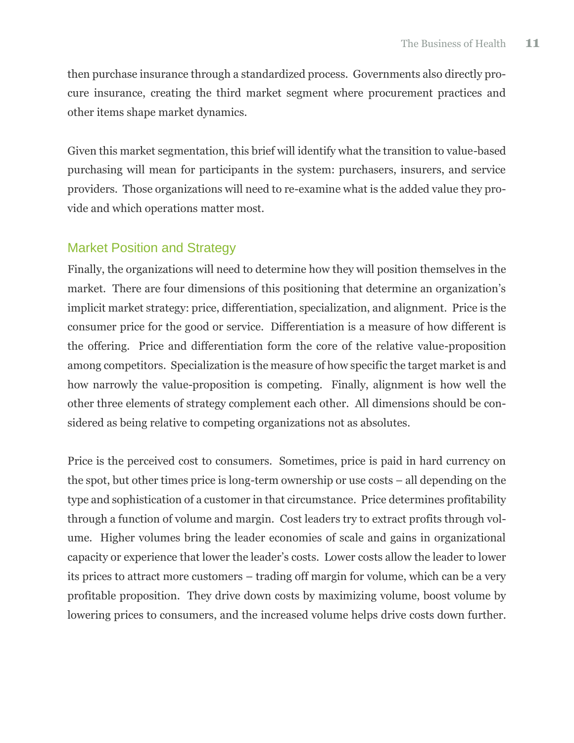then purchase insurance through a standardized process. Governments also directly procure insurance, creating the third market segment where procurement practices and other items shape market dynamics.

Given this market segmentation, this brief will identify what the transition to value-based purchasing will mean for participants in the system: purchasers, insurers, and service providers. Those organizations will need to re-examine what is the added value they provide and which operations matter most.

## Market Position and Strategy

Finally, the organizations will need to determine how they will position themselves in the market. There are four dimensions of this positioning that determine an organization's implicit market strategy: price, differentiation, specialization, and alignment. Price is the consumer price for the good or service. Differentiation is a measure of how different is the offering. Price and differentiation form the core of the relative value-proposition among competitors. Specialization is the measure of how specific the target market is and how narrowly the value-proposition is competing. Finally, alignment is how well the other three elements of strategy complement each other. All dimensions should be considered as being relative to competing organizations not as absolutes.

Price is the perceived cost to consumers. Sometimes, price is paid in hard currency on the spot, but other times price is long-term ownership or use costs – all depending on the type and sophistication of a customer in that circumstance. Price determines profitability through a function of volume and margin. Cost leaders try to extract profits through volume. Higher volumes bring the leader economies of scale and gains in organizational capacity or experience that lower the leader's costs. Lower costs allow the leader to lower its prices to attract more customers – trading off margin for volume, which can be a very profitable proposition. They drive down costs by maximizing volume, boost volume by lowering prices to consumers, and the increased volume helps drive costs down further.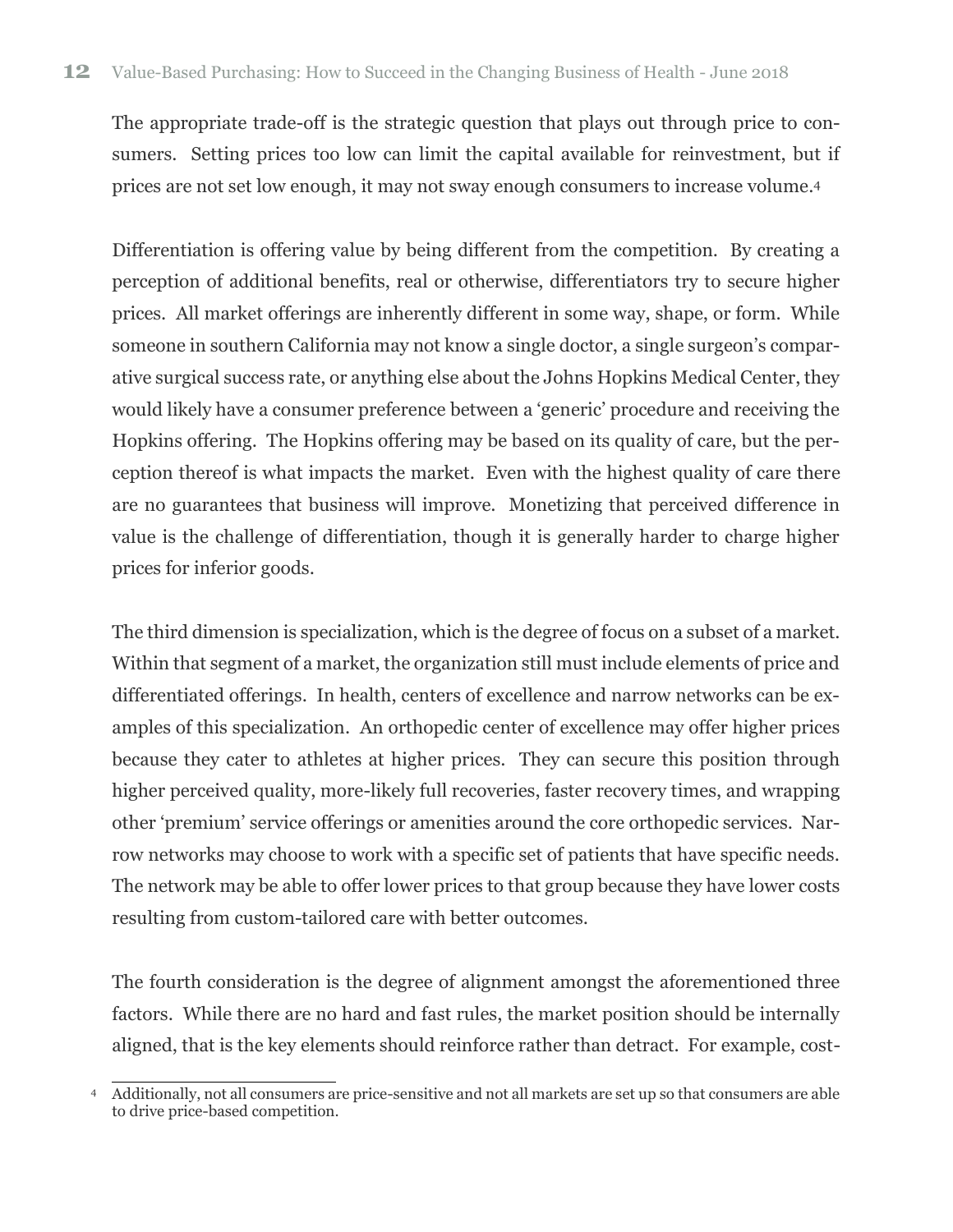The appropriate trade-off is the strategic question that plays out through price to consumers. Setting prices too low can limit the capital available for reinvestment, but if prices are not set low enough, it may not sway enough consumers to increase volume.[4]

Differentiation is offering value by being different from the competition. By creating a perception of additional benefits, real or otherwise, differentiators try to secure higher prices. All market offerings are inherently different in some way, shape, or form. While someone in southern California may not know a single doctor, a single surgeon's comparative surgical success rate, or anything else about the Johns Hopkins Medical Center, they would likely have a consumer preference between a 'generic' procedure and receiving the Hopkins offering. The Hopkins offering may be based on its quality of care, but the perception thereof is what impacts the market. Even with the highest quality of care there are no guarantees that business will improve. Monetizing that perceived difference in value is the challenge of differentiation, though it is generally harder to charge higher prices for inferior goods.

The third dimension is specialization, which is the degree of focus on a subset of a market. Within that segment of a market, the organization still must include elements of price and differentiated offerings. In health, centers of excellence and narrow networks can be examples of this specialization. An orthopedic center of excellence may offer higher prices because they cater to athletes at higher prices. They can secure this position through higher perceived quality, more-likely full recoveries, faster recovery times, and wrapping other 'premium' service offerings or amenities around the core orthopedic services. Narrow networks may choose to work with a specific set of patients that have specific needs. The network may be able to offer lower prices to that group because they have lower costs resulting from custom-tailored care with better outcomes.

The fourth consideration is the degree of alignment amongst the aforementioned three factors. While there are no hard and fast rules, the market position should be internally aligned, that is the key elements should reinforce rather than detract. For example, cost-

[4] Additionally, not all consumers are price-sensitive and not all markets are set up so that consumers are able to drive price-based competition.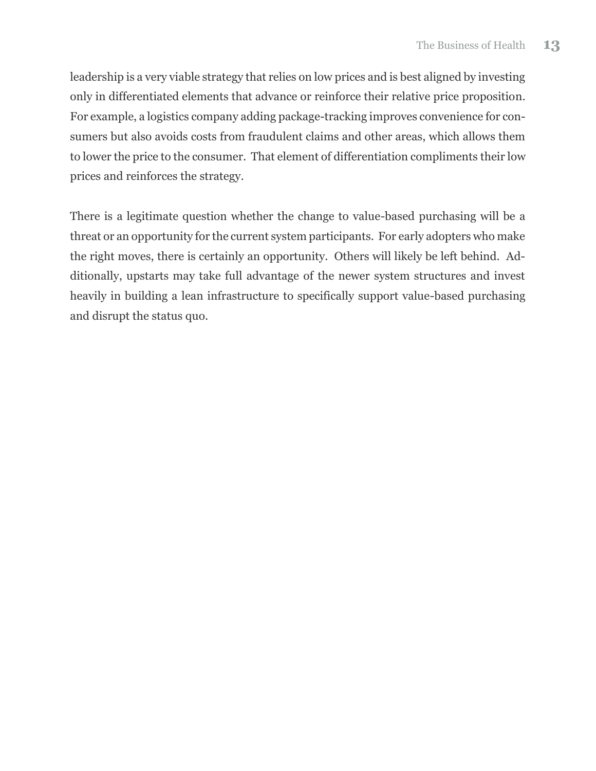leadership is a very viable strategy that relies on low prices and is best aligned by investing only in differentiated elements that advance or reinforce their relative price proposition. For example, a logistics company adding package-tracking improves convenience for consumers but also avoids costs from fraudulent claims and other areas, which allows them to lower the price to the consumer. That element of differentiation compliments their low prices and reinforces the strategy.

There is a legitimate question whether the change to value-based purchasing will be a threat or an opportunity for the current system participants. For early adopters who make the right moves, there is certainly an opportunity. Others will likely be left behind. Additionally, upstarts may take full advantage of the newer system structures and invest heavily in building a lean infrastructure to specifically support value-based purchasing and disrupt the status quo.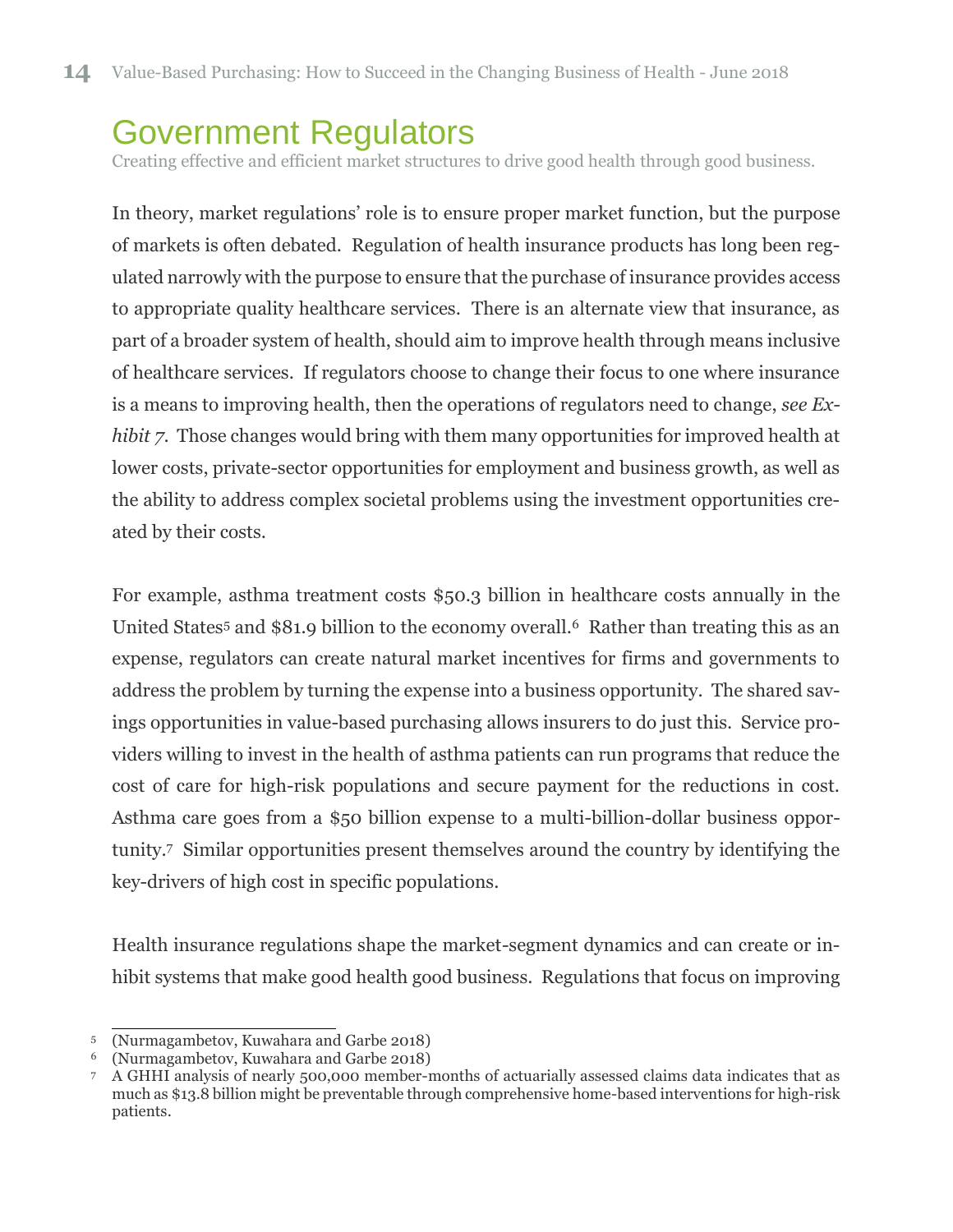# Government Regulators

Creating effective and efficient market structures to drive good health through good business.

In theory, market regulations' role is to ensure proper market function, but the purpose of markets is often debated. Regulation of health insurance products has long been regulated narrowly with the purpose to ensure that the purchase of insurance provides access to appropriate quality healthcare services. There is an alternate view that insurance, as part of a broader system of health, should aim to improve health through means inclusive of healthcare services. If regulators choose to change their focus to one where insurance is a means to improving health, then the operations of regulators need to change, *see Exhibit 7*. Those changes would bring with them many opportunities for improved health at lower costs, private-sector opportunities for employment and business growth, as well as the ability to address complex societal problems using the investment opportunities created by their costs.

For example, asthma treatment costs $50.3 billion in healthcare costs annually in the United States[5] and $81.9 billion to the economy overall.[6] Rather than treating this as an expense, regulators can create natural market incentives for firms and governments to address the problem by turning the expense into a business opportunity. The shared savings opportunities in value-based purchasing allows insurers to do just this. Service providers willing to invest in the health of asthma patients can run programs that reduce the cost of care for high-risk populations and secure payment for the reductions in cost. Asthma care goes from a $50 billion expense to a multi-billion-dollar business opportunity.[7] Similar opportunities present themselves around the country by identifying the key-drivers of high cost in specific populations.

Health insurance regulations shape the market-segment dynamics and can create or inhibit systems that make good health good business. Regulations that focus on improving

---

[5] (Nurmagambetov, Kuwahara and Garbe 2018)

[6] (Nurmagambetov, Kuwahara and Garbe 2018)

[7] A GHHI analysis of nearly 500,000 member-months of actuarially assessed claims data indicates that as much as $13.8 billion might be preventable through comprehensive home-based interventions for high-risk patients.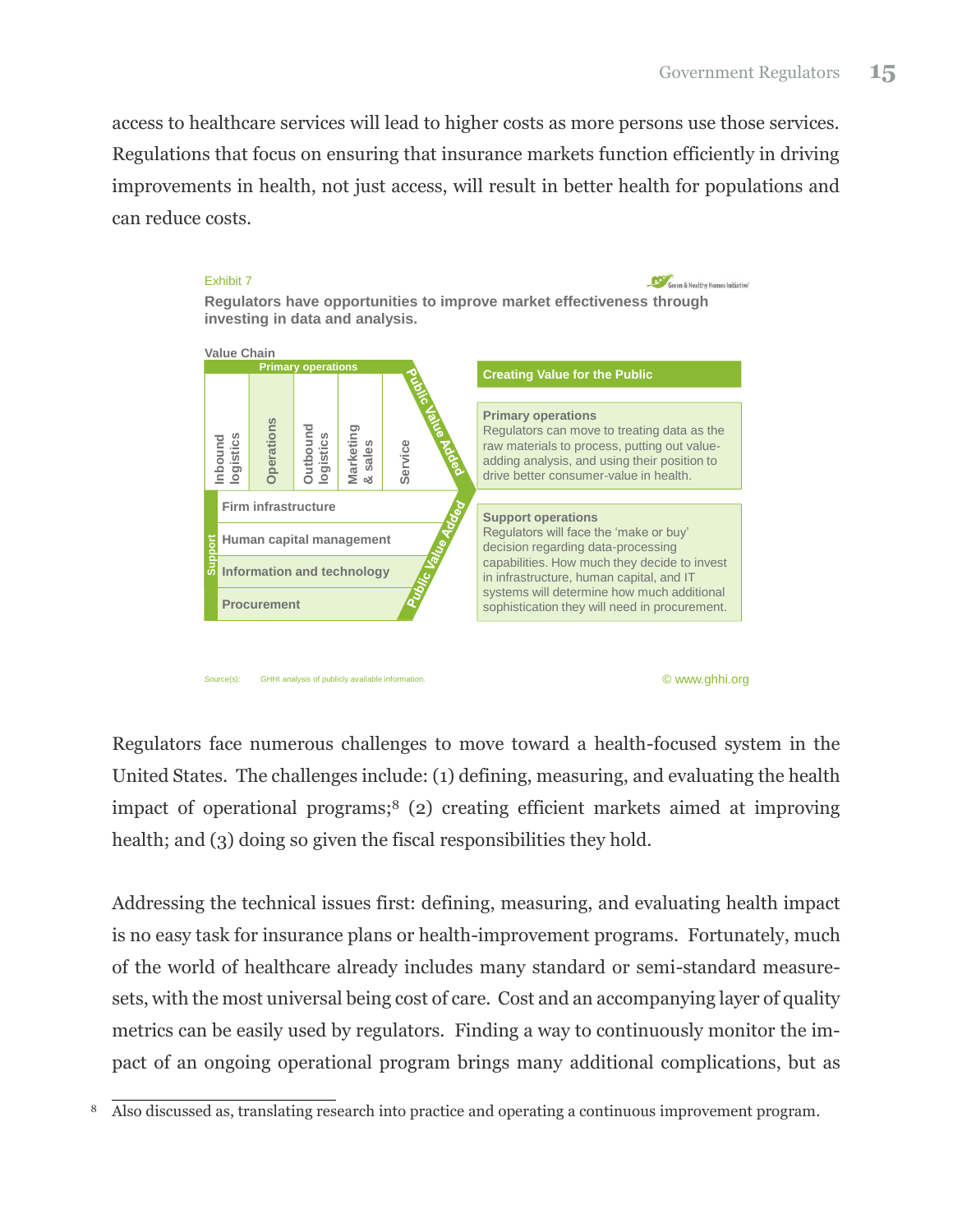access to healthcare services will lead to higher costs as more persons use those services. Regulations that focus on ensuring that insurance markets function efficiently in driving improvements in health, not just access, will result in better health for populations and can reduce costs.

Exhibit 7

**Regulators have opportunities to improve market effectiveness through investing in data and analysis.**

Value Chain

Primary operations: Inbound logistics | Operations | Outbound logistics | Marketing & sales | Service — Public Value Added

Support: Firm infrastructure | Human capital management | Information and technology | Procurement — Public Value Added

**Creating Value for the Public**

**Primary operations**
Regulators can move to treating data as the raw materials to process, putting out value-adding analysis, and using their position to drive better consumer-value in health.

**Support operations**
Regulators will face the 'make or buy' decision regarding data-processing capabilities. How much they decide to invest in infrastructure, human capital, and IT systems will determine how much additional sophistication they will need in procurement.

Source(s): GHHI analysis of publicly available information.

© www.ghhi.org

Regulators face numerous challenges to move toward a health-focused system in the United States. The challenges include: (1) defining, measuring, and evaluating the health impact of operational programs;[8] (2) creating efficient markets aimed at improving health; and (3) doing so given the fiscal responsibilities they hold.

Addressing the technical issues first: defining, measuring, and evaluating health impact is no easy task for insurance plans or health-improvement programs. Fortunately, much of the world of healthcare already includes many standard or semi-standard measure-sets, with the most universal being cost of care. Cost and an accompanying layer of quality metrics can be easily used by regulators. Finding a way to continuously monitor the impact of an ongoing operational program brings many additional complications, but as

[8] Also discussed as, translating research into practice and operating a continuous improvement program.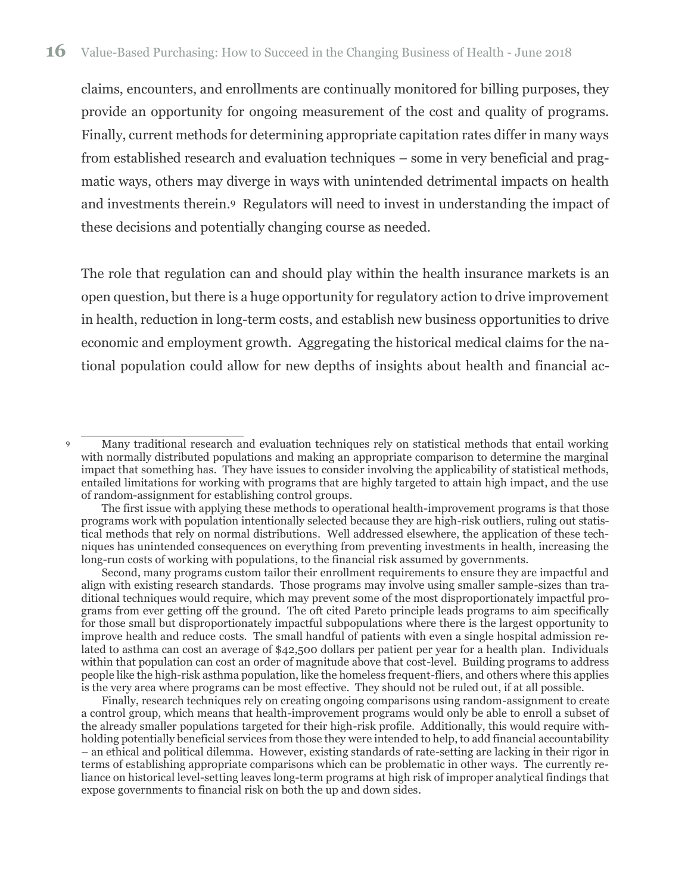claims, encounters, and enrollments are continually monitored for billing purposes, they provide an opportunity for ongoing measurement of the cost and quality of programs. Finally, current methods for determining appropriate capitation rates differ in many ways from established research and evaluation techniques – some in very beneficial and pragmatic ways, others may diverge in ways with unintended detrimental impacts on health and investments therein.[9] Regulators will need to invest in understanding the impact of these decisions and potentially changing course as needed.

The role that regulation can and should play within the health insurance markets is an open question, but there is a huge opportunity for regulatory action to drive improvement in health, reduction in long-term costs, and establish new business opportunities to drive economic and employment growth. Aggregating the historical medical claims for the national population could allow for new depths of insights about health and financial ac-

---

[9] Many traditional research and evaluation techniques rely on statistical methods that entail working with normally distributed populations and making an appropriate comparison to determine the marginal impact that something has. They have issues to consider involving the applicability of statistical methods, entailed limitations for working with programs that are highly targeted to attain high impact, and the use of random-assignment for establishing control groups.

The first issue with applying these methods to operational health-improvement programs is that those programs work with population intentionally selected because they are high-risk outliers, ruling out statistical methods that rely on normal distributions. Well addressed elsewhere, the application of these techniques has unintended consequences on everything from preventing investments in health, increasing the long-run costs of working with populations, to the financial risk assumed by governments.

Second, many programs custom tailor their enrollment requirements to ensure they are impactful and align with existing research standards. Those programs may involve using smaller sample-sizes than traditional techniques would require, which may prevent some of the most disproportionately impactful programs from ever getting off the ground. The oft cited Pareto principle leads programs to aim specifically for those small but disproportionately impactful subpopulations where there is the largest opportunity to improve health and reduce costs. The small handful of patients with even a single hospital admission related to asthma can cost an average of $42,500 dollars per patient per year for a health plan. Individuals within that population can cost an order of magnitude above that cost-level. Building programs to address people like the high-risk asthma population, like the homeless frequent-fliers, and others where this applies is the very area where programs can be most effective. They should not be ruled out, if at all possible.

Finally, research techniques rely on creating ongoing comparisons using random-assignment to create a control group, which means that health-improvement programs would only be able to enroll a subset of the already smaller populations targeted for their high-risk profile. Additionally, this would require withholding potentially beneficial services from those they were intended to help, to add financial accountability – an ethical and political dilemma. However, existing standards of rate-setting are lacking in their rigor in terms of establishing appropriate comparisons which can be problematic in other ways. The currently reliance on historical level-setting leaves long-term programs at high risk of improper analytical findings that expose governments to financial risk on both the up and down sides.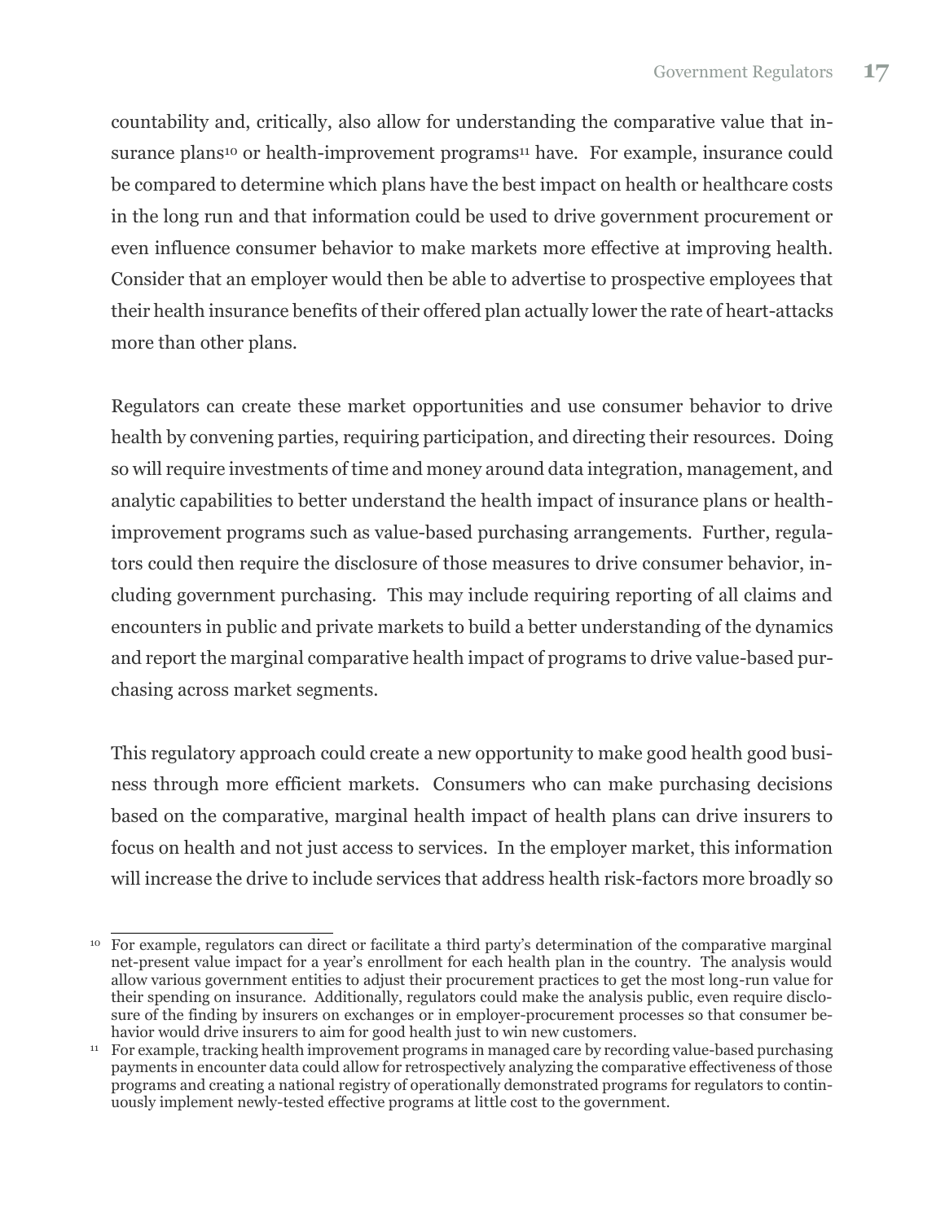countability and, critically, also allow for understanding the comparative value that insurance plans[10] or health-improvement programs[11] have. For example, insurance could be compared to determine which plans have the best impact on health or healthcare costs in the long run and that information could be used to drive government procurement or even influence consumer behavior to make markets more effective at improving health. Consider that an employer would then be able to advertise to prospective employees that their health insurance benefits of their offered plan actually lower the rate of heart-attacks more than other plans.

Regulators can create these market opportunities and use consumer behavior to drive health by convening parties, requiring participation, and directing their resources. Doing so will require investments of time and money around data integration, management, and analytic capabilities to better understand the health impact of insurance plans or health-improvement programs such as value-based purchasing arrangements. Further, regulators could then require the disclosure of those measures to drive consumer behavior, including government purchasing. This may include requiring reporting of all claims and encounters in public and private markets to build a better understanding of the dynamics and report the marginal comparative health impact of programs to drive value-based purchasing across market segments.

This regulatory approach could create a new opportunity to make good health good business through more efficient markets. Consumers who can make purchasing decisions based on the comparative, marginal health impact of health plans can drive insurers to focus on health and not just access to services. In the employer market, this information will increase the drive to include services that address health risk-factors more broadly so

---

[10] For example, regulators can direct or facilitate a third party's determination of the comparative marginal net-present value impact for a year's enrollment for each health plan in the country. The analysis would allow various government entities to adjust their procurement practices to get the most long-run value for their spending on insurance. Additionally, regulators could make the analysis public, even require disclosure of the finding by insurers on exchanges or in employer-procurement processes so that consumer behavior would drive insurers to aim for good health just to win new customers.

[11] For example, tracking health improvement programs in managed care by recording value-based purchasing payments in encounter data could allow for retrospectively analyzing the comparative effectiveness of those programs and creating a national registry of operationally demonstrated programs for regulators to continuously implement newly-tested effective programs at little cost to the government.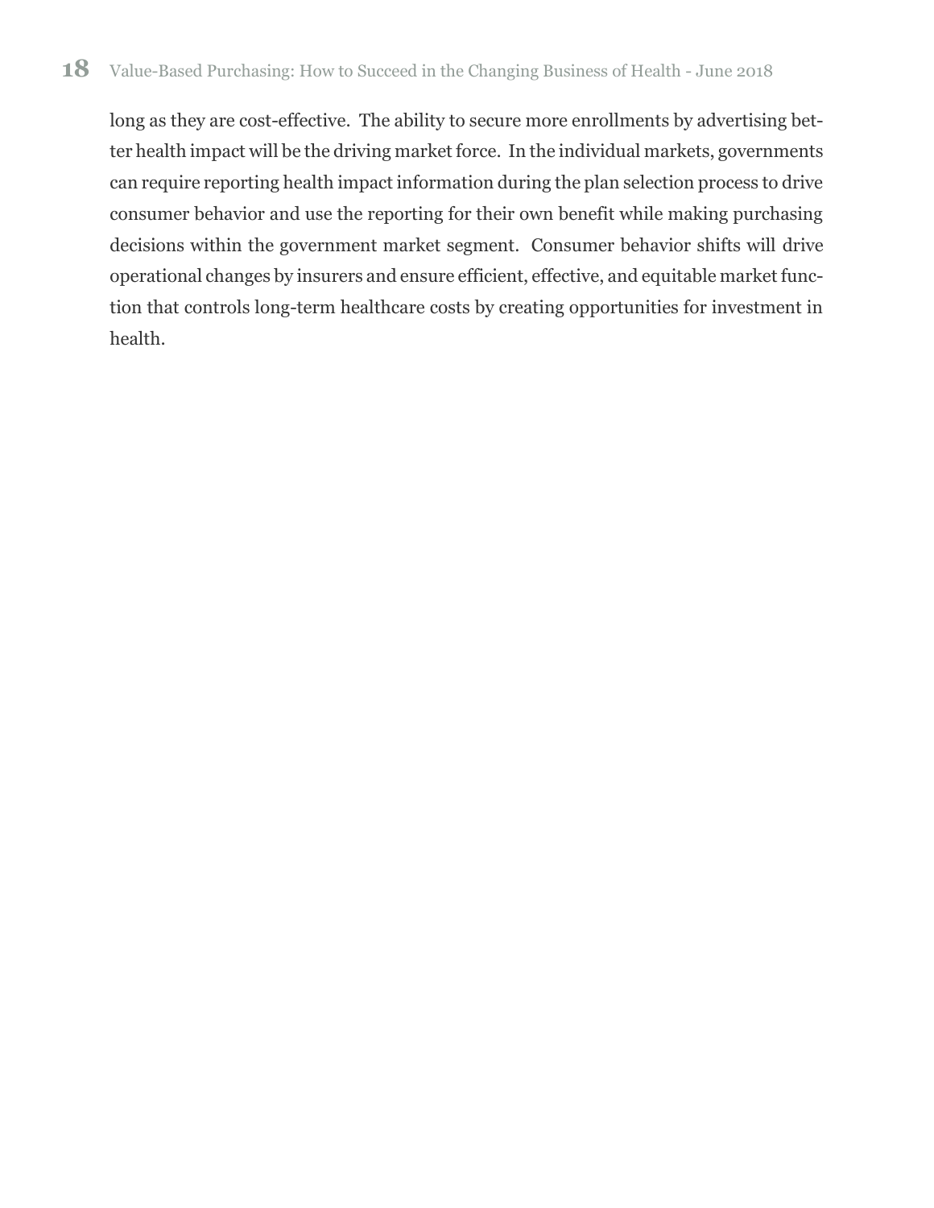long as they are cost-effective. The ability to secure more enrollments by advertising better health impact will be the driving market force. In the individual markets, governments can require reporting health impact information during the plan selection process to drive consumer behavior and use the reporting for their own benefit while making purchasing decisions within the government market segment. Consumer behavior shifts will drive operational changes by insurers and ensure efficient, effective, and equitable market function that controls long-term healthcare costs by creating opportunities for investment in health.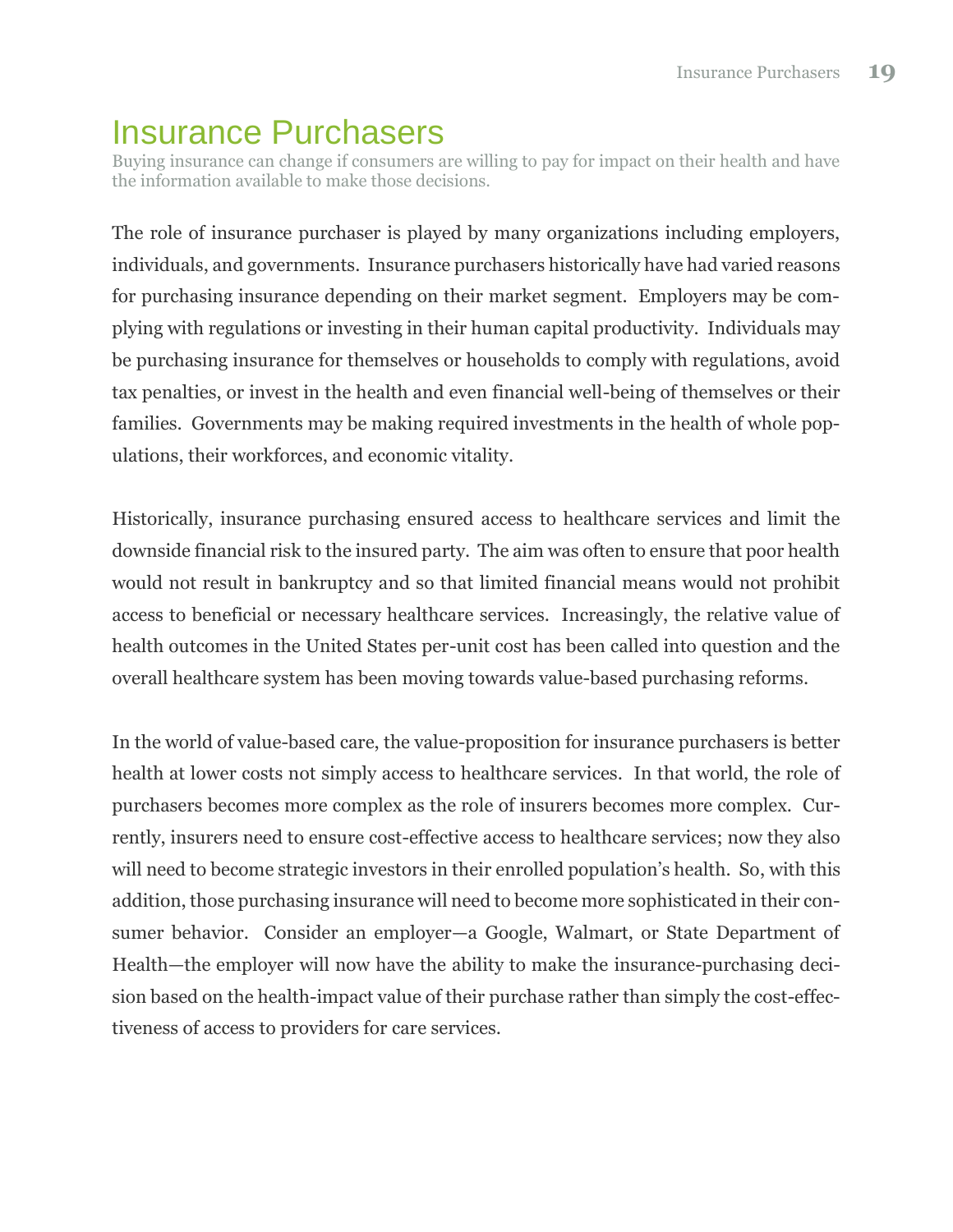# Insurance Purchasers

Buying insurance can change if consumers are willing to pay for impact on their health and have the information available to make those decisions.

The role of insurance purchaser is played by many organizations including employers, individuals, and governments. Insurance purchasers historically have had varied reasons for purchasing insurance depending on their market segment. Employers may be complying with regulations or investing in their human capital productivity. Individuals may be purchasing insurance for themselves or households to comply with regulations, avoid tax penalties, or invest in the health and even financial well-being of themselves or their families. Governments may be making required investments in the health of whole populations, their workforces, and economic vitality.

Historically, insurance purchasing ensured access to healthcare services and limit the downside financial risk to the insured party. The aim was often to ensure that poor health would not result in bankruptcy and so that limited financial means would not prohibit access to beneficial or necessary healthcare services. Increasingly, the relative value of health outcomes in the United States per-unit cost has been called into question and the overall healthcare system has been moving towards value-based purchasing reforms.

In the world of value-based care, the value-proposition for insurance purchasers is better health at lower costs not simply access to healthcare services. In that world, the role of purchasers becomes more complex as the role of insurers becomes more complex. Currently, insurers need to ensure cost-effective access to healthcare services; now they also will need to become strategic investors in their enrolled population's health. So, with this addition, those purchasing insurance will need to become more sophisticated in their consumer behavior. Consider an employer—a Google, Walmart, or State Department of Health—the employer will now have the ability to make the insurance-purchasing decision based on the health-impact value of their purchase rather than simply the cost-effectiveness of access to providers for care services.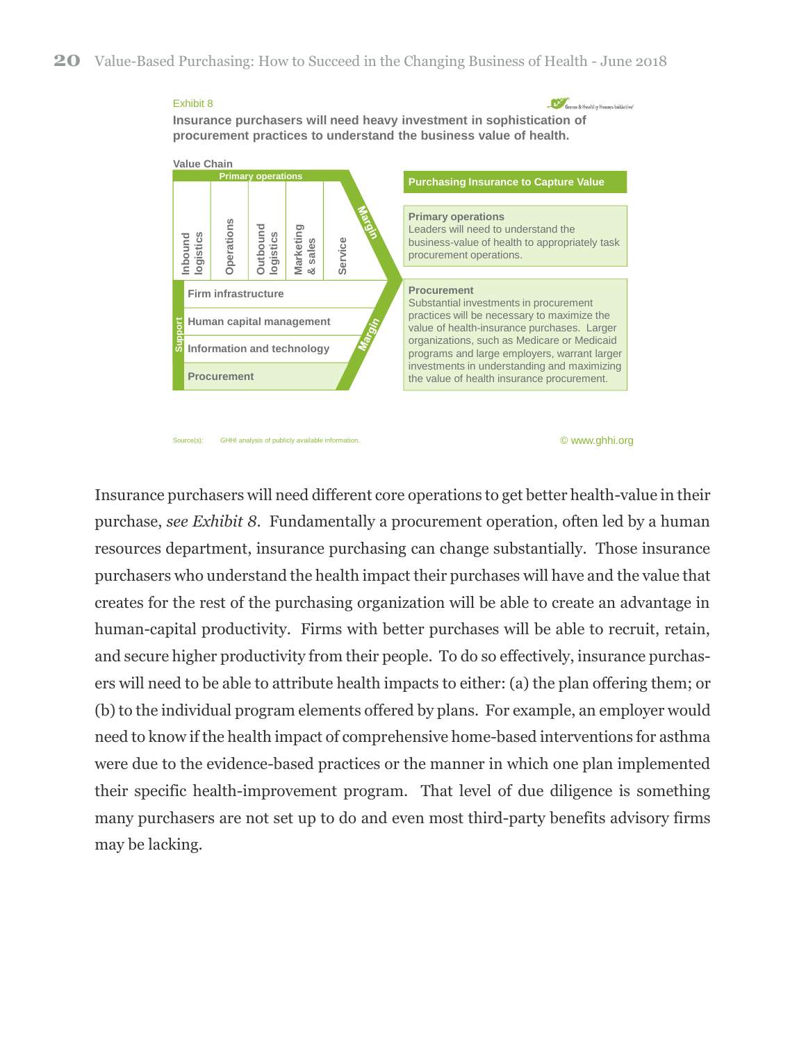Exhibit 8

**Insurance purchasers will need heavy investment in sophistication of procurement practices to understand the business value of health.**

**Value Chain**

Primary operations: Inbound logistics | Operations | Outbound logistics | Marketing & sales | Service

Margin

Support: Firm infrastructure | Human capital management | Information and technology | Procurement

Margin

**Purchasing Insurance to Capture Value**

**Primary operations**
Leaders will need to understand the business-value of health to appropriately task procurement operations.

**Procurement**
Substantial investments in procurement practices will be necessary to maximize the value of health-insurance purchases. Larger organizations, such as Medicare or Medicaid programs and large employers, warrant larger investments in understanding and maximizing the value of health insurance procurement.

Source(s): GHHI analysis of publicly available information.

© www.ghhi.org

Insurance purchasers will need different core operations to get better health-value in their purchase, *see Exhibit 8*. Fundamentally a procurement operation, often led by a human resources department, insurance purchasing can change substantially. Those insurance purchasers who understand the health impact their purchases will have and the value that creates for the rest of the purchasing organization will be able to create an advantage in human-capital productivity. Firms with better purchases will be able to recruit, retain, and secure higher productivity from their people. To do so effectively, insurance purchasers will need to be able to attribute health impacts to either: (a) the plan offering them; or (b) to the individual program elements offered by plans. For example, an employer would need to know if the health impact of comprehensive home-based interventions for asthma were due to the evidence-based practices or the manner in which one plan implemented their specific health-improvement program. That level of due diligence is something many purchasers are not set up to do and even most third-party benefits advisory firms may be lacking.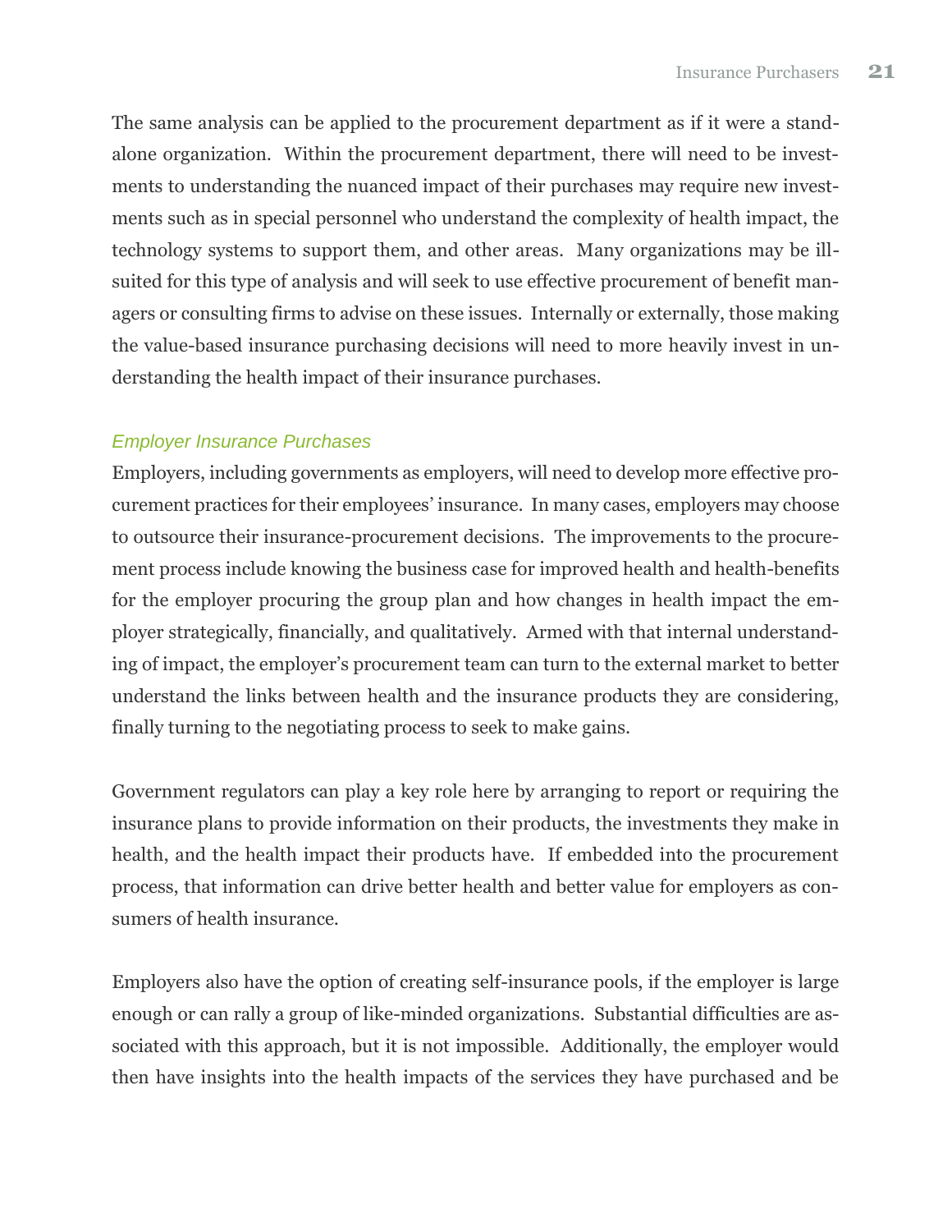The same analysis can be applied to the procurement department as if it were a stand-alone organization. Within the procurement department, there will need to be investments to understanding the nuanced impact of their purchases may require new investments such as in special personnel who understand the complexity of health impact, the technology systems to support them, and other areas. Many organizations may be ill-suited for this type of analysis and will seek to use effective procurement of benefit managers or consulting firms to advise on these issues. Internally or externally, those making the value-based insurance purchasing decisions will need to more heavily invest in understanding the health impact of their insurance purchases.

### *Employer Insurance Purchases*

Employers, including governments as employers, will need to develop more effective procurement practices for their employees' insurance. In many cases, employers may choose to outsource their insurance-procurement decisions. The improvements to the procurement process include knowing the business case for improved health and health-benefits for the employer procuring the group plan and how changes in health impact the employer strategically, financially, and qualitatively. Armed with that internal understanding of impact, the employer's procurement team can turn to the external market to better understand the links between health and the insurance products they are considering, finally turning to the negotiating process to seek to make gains.

Government regulators can play a key role here by arranging to report or requiring the insurance plans to provide information on their products, the investments they make in health, and the health impact their products have. If embedded into the procurement process, that information can drive better health and better value for employers as consumers of health insurance.

Employers also have the option of creating self-insurance pools, if the employer is large enough or can rally a group of like-minded organizations. Substantial difficulties are associated with this approach, but it is not impossible. Additionally, the employer would then have insights into the health impacts of the services they have purchased and be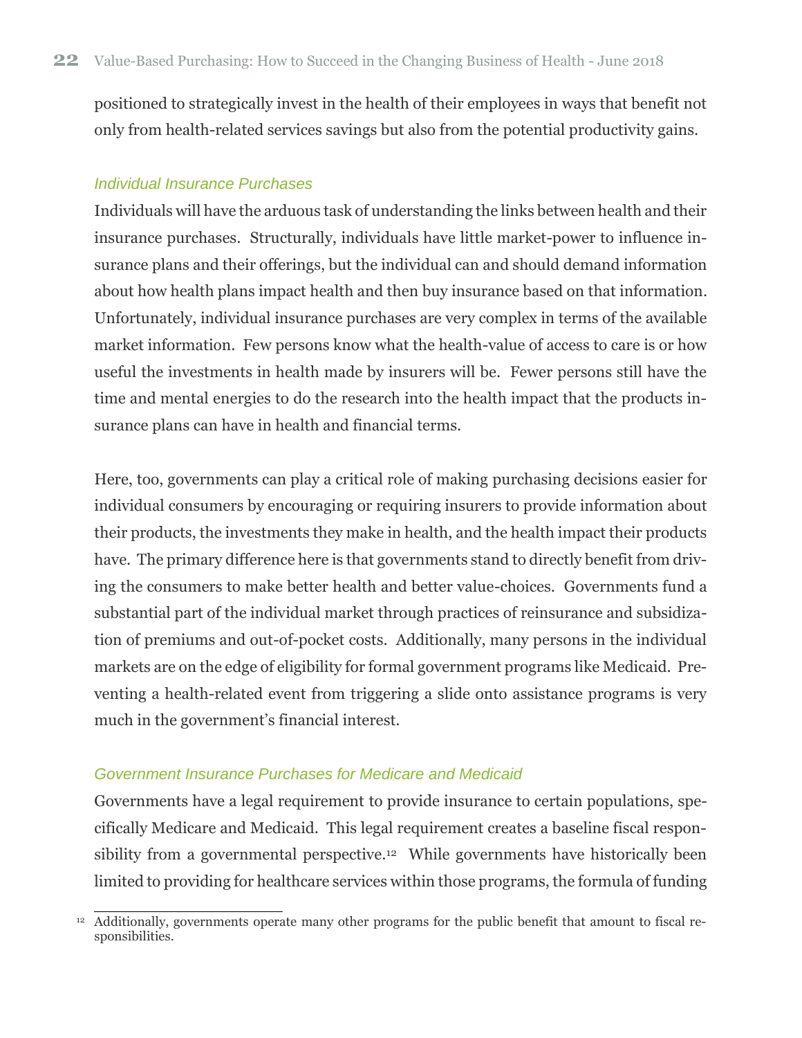positioned to strategically invest in the health of their employees in ways that benefit not only from health-related services savings but also from the potential productivity gains.

### *Individual Insurance Purchases*

Individuals will have the arduous task of understanding the links between health and their insurance purchases. Structurally, individuals have little market-power to influence insurance plans and their offerings, but the individual can and should demand information about how health plans impact health and then buy insurance based on that information. Unfortunately, individual insurance purchases are very complex in terms of the available market information. Few persons know what the health-value of access to care is or how useful the investments in health made by insurers will be. Fewer persons still have the time and mental energies to do the research into the health impact that the products insurance plans can have in health and financial terms.

Here, too, governments can play a critical role of making purchasing decisions easier for individual consumers by encouraging or requiring insurers to provide information about their products, the investments they make in health, and the health impact their products have. The primary difference here is that governments stand to directly benefit from driving the consumers to make better health and better value-choices. Governments fund a substantial part of the individual market through practices of reinsurance and subsidization of premiums and out-of-pocket costs. Additionally, many persons in the individual markets are on the edge of eligibility for formal government programs like Medicaid. Preventing a health-related event from triggering a slide onto assistance programs is very much in the government's financial interest.

### *Government Insurance Purchases for Medicare and Medicaid*

Governments have a legal requirement to provide insurance to certain populations, specifically Medicare and Medicaid. This legal requirement creates a baseline fiscal responsibility from a governmental perspective.[12] While governments have historically been limited to providing for healthcare services within those programs, the formula of funding

[12] Additionally, governments operate many other programs for the public benefit that amount to fiscal responsibilities.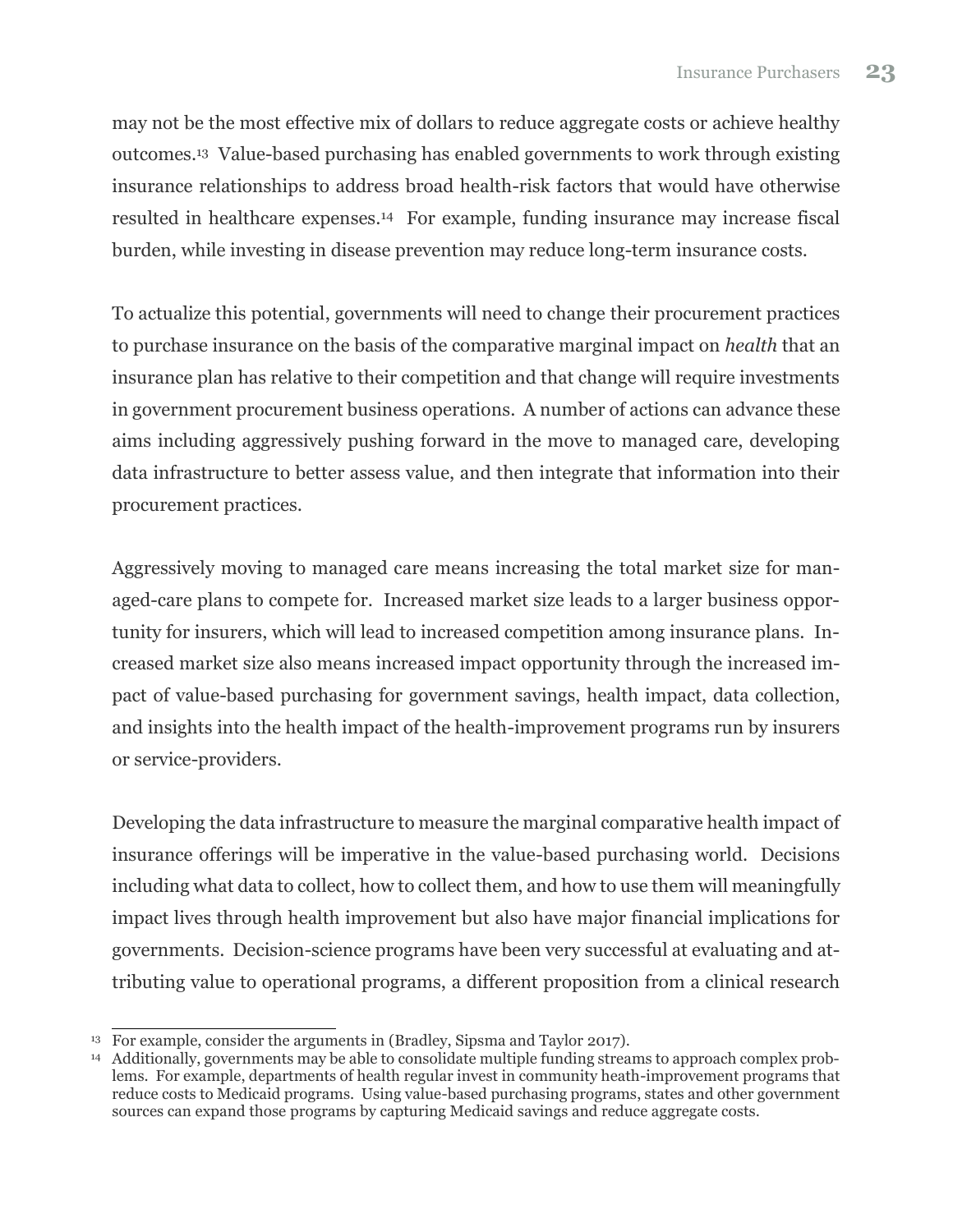may not be the most effective mix of dollars to reduce aggregate costs or achieve healthy outcomes.[13] Value-based purchasing has enabled governments to work through existing insurance relationships to address broad health-risk factors that would have otherwise resulted in healthcare expenses.[14] For example, funding insurance may increase fiscal burden, while investing in disease prevention may reduce long-term insurance costs.

To actualize this potential, governments will need to change their procurement practices to purchase insurance on the basis of the comparative marginal impact on *health* that an insurance plan has relative to their competition and that change will require investments in government procurement business operations. A number of actions can advance these aims including aggressively pushing forward in the move to managed care, developing data infrastructure to better assess value, and then integrate that information into their procurement practices.

Aggressively moving to managed care means increasing the total market size for managed-care plans to compete for. Increased market size leads to a larger business opportunity for insurers, which will lead to increased competition among insurance plans. Increased market size also means increased impact opportunity through the increased impact of value-based purchasing for government savings, health impact, data collection, and insights into the health impact of the health-improvement programs run by insurers or service-providers.

Developing the data infrastructure to measure the marginal comparative health impact of insurance offerings will be imperative in the value-based purchasing world. Decisions including what data to collect, how to collect them, and how to use them will meaningfully impact lives through health improvement but also have major financial implications for governments. Decision-science programs have been very successful at evaluating and attributing value to operational programs, a different proposition from a clinical research

---

[13] For example, consider the arguments in (Bradley, Sipsma and Taylor 2017).

[14] Additionally, governments may be able to consolidate multiple funding streams to approach complex problems. For example, departments of health regular invest in community heath-improvement programs that reduce costs to Medicaid programs. Using value-based purchasing programs, states and other government sources can expand those programs by capturing Medicaid savings and reduce aggregate costs.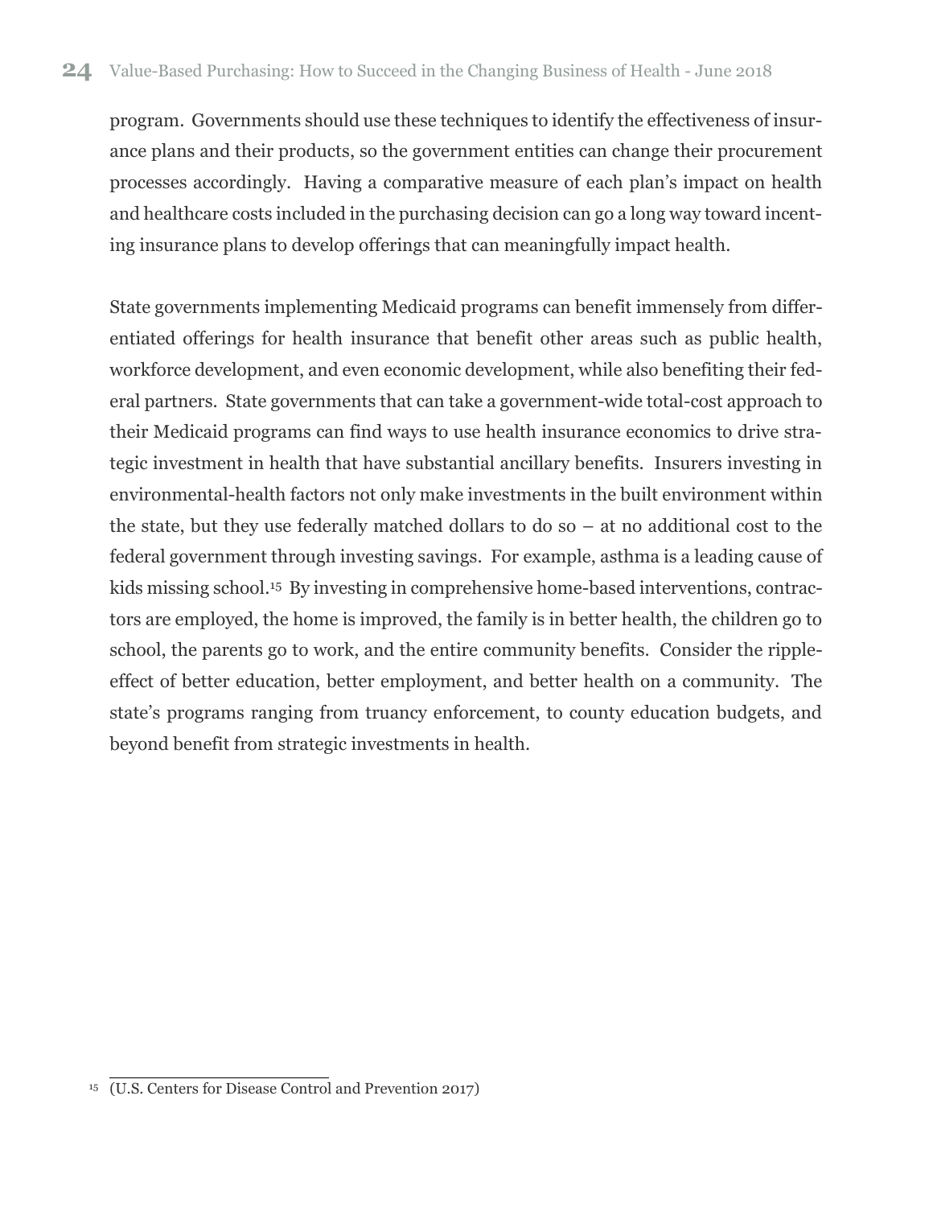program. Governments should use these techniques to identify the effectiveness of insurance plans and their products, so the government entities can change their procurement processes accordingly. Having a comparative measure of each plan's impact on health and healthcare costs included in the purchasing decision can go a long way toward incenting insurance plans to develop offerings that can meaningfully impact health.

State governments implementing Medicaid programs can benefit immensely from differentiated offerings for health insurance that benefit other areas such as public health, workforce development, and even economic development, while also benefiting their federal partners. State governments that can take a government-wide total-cost approach to their Medicaid programs can find ways to use health insurance economics to drive strategic investment in health that have substantial ancillary benefits. Insurers investing in environmental-health factors not only make investments in the built environment within the state, but they use federally matched dollars to do so – at no additional cost to the federal government through investing savings. For example, asthma is a leading cause of kids missing school.[15] By investing in comprehensive home-based interventions, contractors are employed, the home is improved, the family is in better health, the children go to school, the parents go to work, and the entire community benefits. Consider the ripple-effect of better education, better employment, and better health on a community. The state's programs ranging from truancy enforcement, to county education budgets, and beyond benefit from strategic investments in health.

[15] (U.S. Centers for Disease Control and Prevention 2017)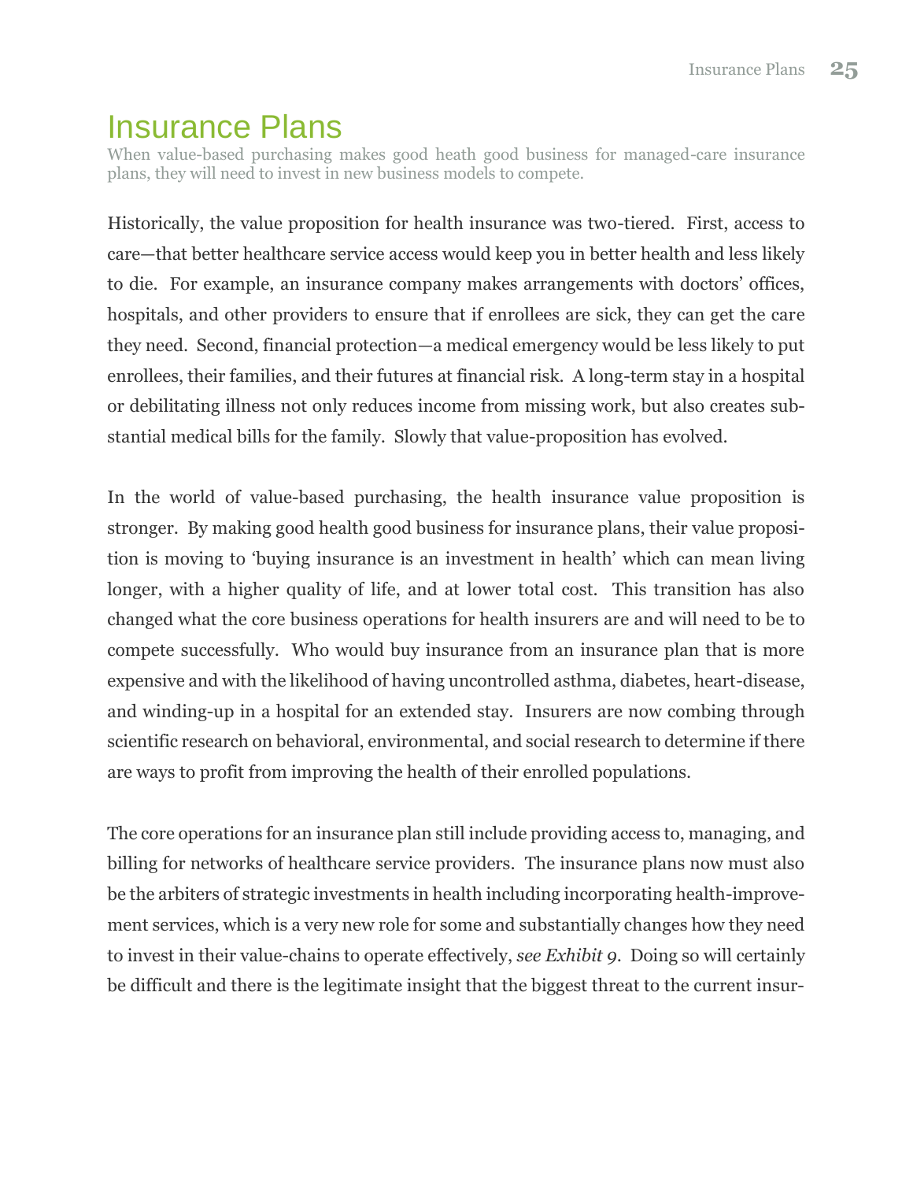# Insurance Plans

When value-based purchasing makes good heath good business for managed-care insurance plans, they will need to invest in new business models to compete.

Historically, the value proposition for health insurance was two-tiered. First, access to care—that better healthcare service access would keep you in better health and less likely to die. For example, an insurance company makes arrangements with doctors' offices, hospitals, and other providers to ensure that if enrollees are sick, they can get the care they need. Second, financial protection—a medical emergency would be less likely to put enrollees, their families, and their futures at financial risk. A long-term stay in a hospital or debilitating illness not only reduces income from missing work, but also creates substantial medical bills for the family. Slowly that value-proposition has evolved.

In the world of value-based purchasing, the health insurance value proposition is stronger. By making good health good business for insurance plans, their value proposition is moving to 'buying insurance is an investment in health' which can mean living longer, with a higher quality of life, and at lower total cost. This transition has also changed what the core business operations for health insurers are and will need to be to compete successfully. Who would buy insurance from an insurance plan that is more expensive and with the likelihood of having uncontrolled asthma, diabetes, heart-disease, and winding-up in a hospital for an extended stay. Insurers are now combing through scientific research on behavioral, environmental, and social research to determine if there are ways to profit from improving the health of their enrolled populations.

The core operations for an insurance plan still include providing access to, managing, and billing for networks of healthcare service providers. The insurance plans now must also be the arbiters of strategic investments in health including incorporating health-improvement services, which is a very new role for some and substantially changes how they need to invest in their value-chains to operate effectively, *see Exhibit 9*. Doing so will certainly be difficult and there is the legitimate insight that the biggest threat to the current insur-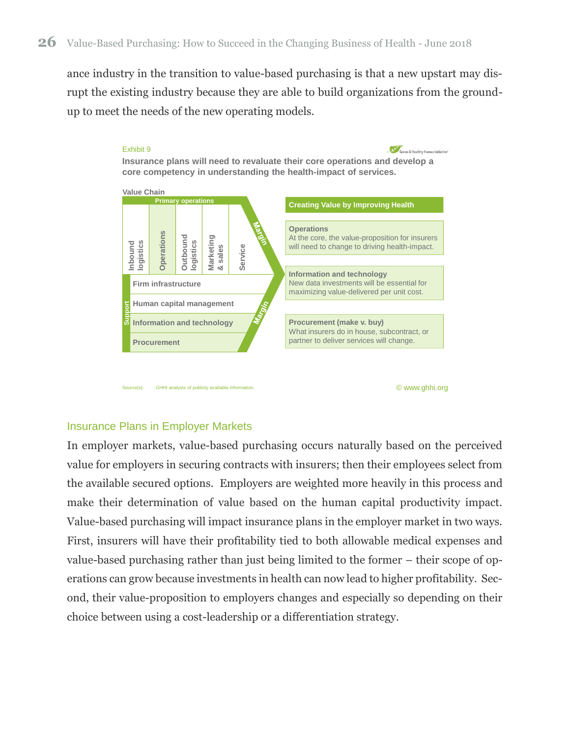ance industry in the transition to value-based purchasing is that a new upstart may disrupt the existing industry because they are able to build organizations from the ground-up to meet the needs of the new operating models.

Exhibit 9

**Insurance plans will need to revaluate their core operations and develop a core competency in understanding the health-impact of services.**

**Value Chain**

Primary operations: Inbound logistics, Operations, Outbound logistics, Marketing & sales, Service

Support: Firm infrastructure, Human capital management, Information and technology, Procurement

Margin

**Creating Value by Improving Health**

**Operations**
At the core, the value-proposition for insurers will need to change to driving health-impact.

**Information and technology**
New data investments will be essential for maximizing value-delivered per unit cost.

**Procurement (make v. buy)**
What insurers do in house, subcontract, or partner to deliver services will change.

Source(s): GHHI analysis of publicly available information.

© www.ghhi.org

## Insurance Plans in Employer Markets

In employer markets, value-based purchasing occurs naturally based on the perceived value for employers in securing contracts with insurers; then their employees select from the available secured options. Employers are weighted more heavily in this process and make their determination of value based on the human capital productivity impact. Value-based purchasing will impact insurance plans in the employer market in two ways. First, insurers will have their profitability tied to both allowable medical expenses and value-based purchasing rather than just being limited to the former – their scope of operations can grow because investments in health can now lead to higher profitability. Second, their value-proposition to employers changes and especially so depending on their choice between using a cost-leadership or a differentiation strategy.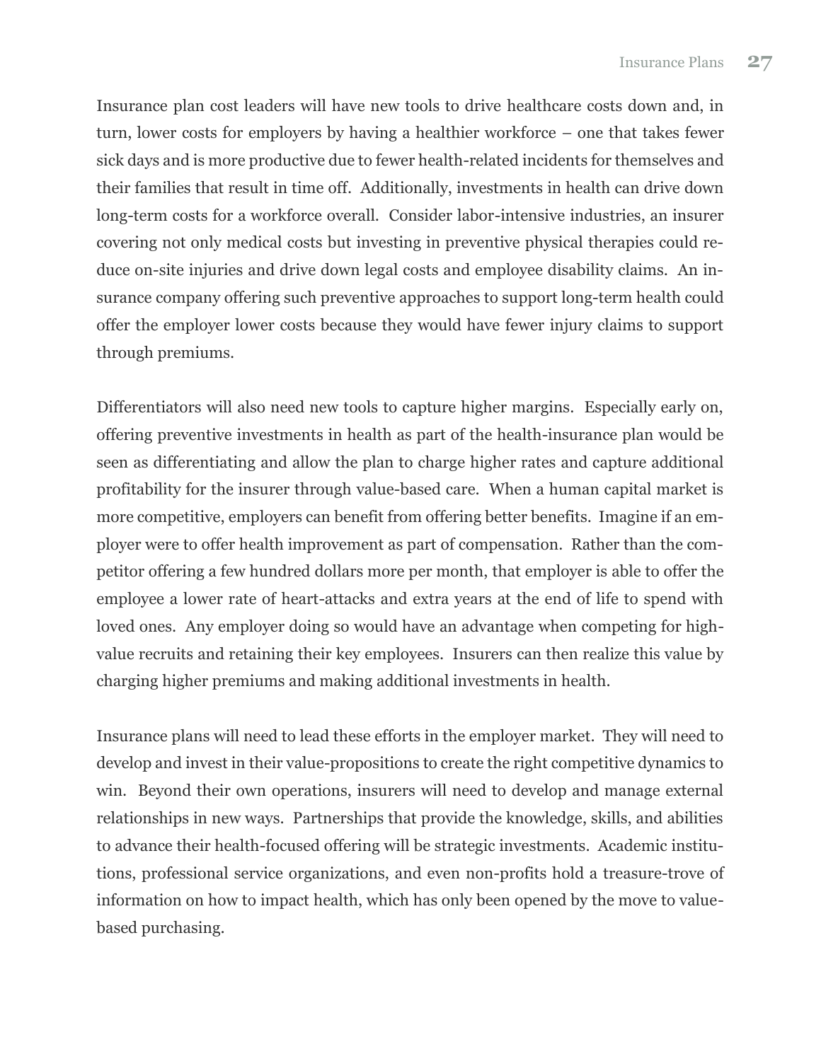Insurance plan cost leaders will have new tools to drive healthcare costs down and, in turn, lower costs for employers by having a healthier workforce – one that takes fewer sick days and is more productive due to fewer health-related incidents for themselves and their families that result in time off. Additionally, investments in health can drive down long-term costs for a workforce overall. Consider labor-intensive industries, an insurer covering not only medical costs but investing in preventive physical therapies could reduce on-site injuries and drive down legal costs and employee disability claims. An insurance company offering such preventive approaches to support long-term health could offer the employer lower costs because they would have fewer injury claims to support through premiums.

Differentiators will also need new tools to capture higher margins. Especially early on, offering preventive investments in health as part of the health-insurance plan would be seen as differentiating and allow the plan to charge higher rates and capture additional profitability for the insurer through value-based care. When a human capital market is more competitive, employers can benefit from offering better benefits. Imagine if an employer were to offer health improvement as part of compensation. Rather than the competitor offering a few hundred dollars more per month, that employer is able to offer the employee a lower rate of heart-attacks and extra years at the end of life to spend with loved ones. Any employer doing so would have an advantage when competing for high-value recruits and retaining their key employees. Insurers can then realize this value by charging higher premiums and making additional investments in health.

Insurance plans will need to lead these efforts in the employer market. They will need to develop and invest in their value-propositions to create the right competitive dynamics to win. Beyond their own operations, insurers will need to develop and manage external relationships in new ways. Partnerships that provide the knowledge, skills, and abilities to advance their health-focused offering will be strategic investments. Academic institutions, professional service organizations, and even non-profits hold a treasure-trove of information on how to impact health, which has only been opened by the move to value-based purchasing.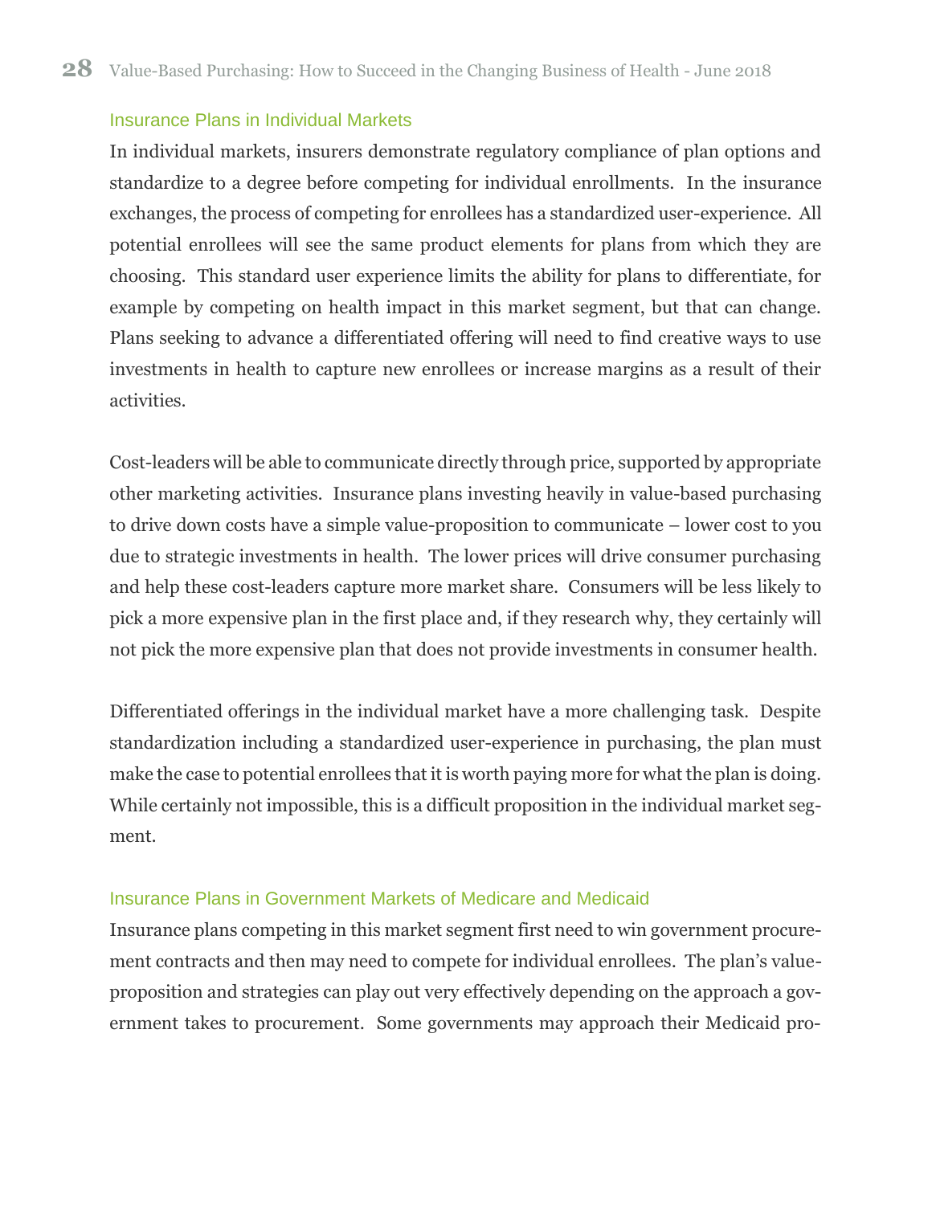### Insurance Plans in Individual Markets

In individual markets, insurers demonstrate regulatory compliance of plan options and standardize to a degree before competing for individual enrollments. In the insurance exchanges, the process of competing for enrollees has a standardized user-experience. All potential enrollees will see the same product elements for plans from which they are choosing. This standard user experience limits the ability for plans to differentiate, for example by competing on health impact in this market segment, but that can change. Plans seeking to advance a differentiated offering will need to find creative ways to use investments in health to capture new enrollees or increase margins as a result of their activities.

Cost-leaders will be able to communicate directly through price, supported by appropriate other marketing activities. Insurance plans investing heavily in value-based purchasing to drive down costs have a simple value-proposition to communicate – lower cost to you due to strategic investments in health. The lower prices will drive consumer purchasing and help these cost-leaders capture more market share. Consumers will be less likely to pick a more expensive plan in the first place and, if they research why, they certainly will not pick the more expensive plan that does not provide investments in consumer health.

Differentiated offerings in the individual market have a more challenging task. Despite standardization including a standardized user-experience in purchasing, the plan must make the case to potential enrollees that it is worth paying more for what the plan is doing. While certainly not impossible, this is a difficult proposition in the individual market segment.

### Insurance Plans in Government Markets of Medicare and Medicaid

Insurance plans competing in this market segment first need to win government procurement contracts and then may need to compete for individual enrollees. The plan's value-proposition and strategies can play out very effectively depending on the approach a government takes to procurement. Some governments may approach their Medicaid pro-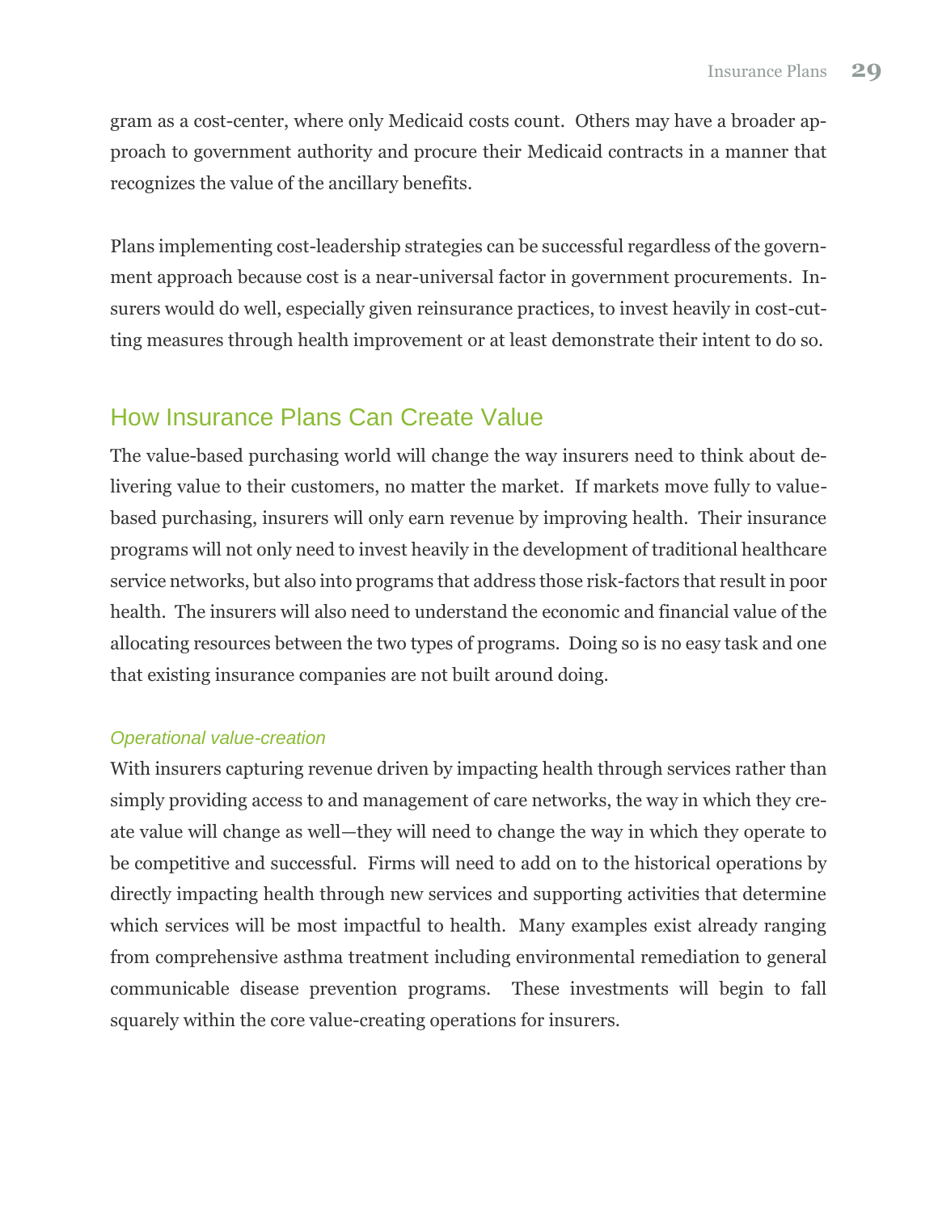gram as a cost-center, where only Medicaid costs count. Others may have a broader approach to government authority and procure their Medicaid contracts in a manner that recognizes the value of the ancillary benefits.

Plans implementing cost-leadership strategies can be successful regardless of the government approach because cost is a near-universal factor in government procurements. Insurers would do well, especially given reinsurance practices, to invest heavily in cost-cutting measures through health improvement or at least demonstrate their intent to do so.

## How Insurance Plans Can Create Value

The value-based purchasing world will change the way insurers need to think about delivering value to their customers, no matter the market. If markets move fully to value-based purchasing, insurers will only earn revenue by improving health. Their insurance programs will not only need to invest heavily in the development of traditional healthcare service networks, but also into programs that address those risk-factors that result in poor health. The insurers will also need to understand the economic and financial value of the allocating resources between the two types of programs. Doing so is no easy task and one that existing insurance companies are not built around doing.

### *Operational value-creation*

With insurers capturing revenue driven by impacting health through services rather than simply providing access to and management of care networks, the way in which they create value will change as well—they will need to change the way in which they operate to be competitive and successful. Firms will need to add on to the historical operations by directly impacting health through new services and supporting activities that determine which services will be most impactful to health. Many examples exist already ranging from comprehensive asthma treatment including environmental remediation to general communicable disease prevention programs. These investments will begin to fall squarely within the core value-creating operations for insurers.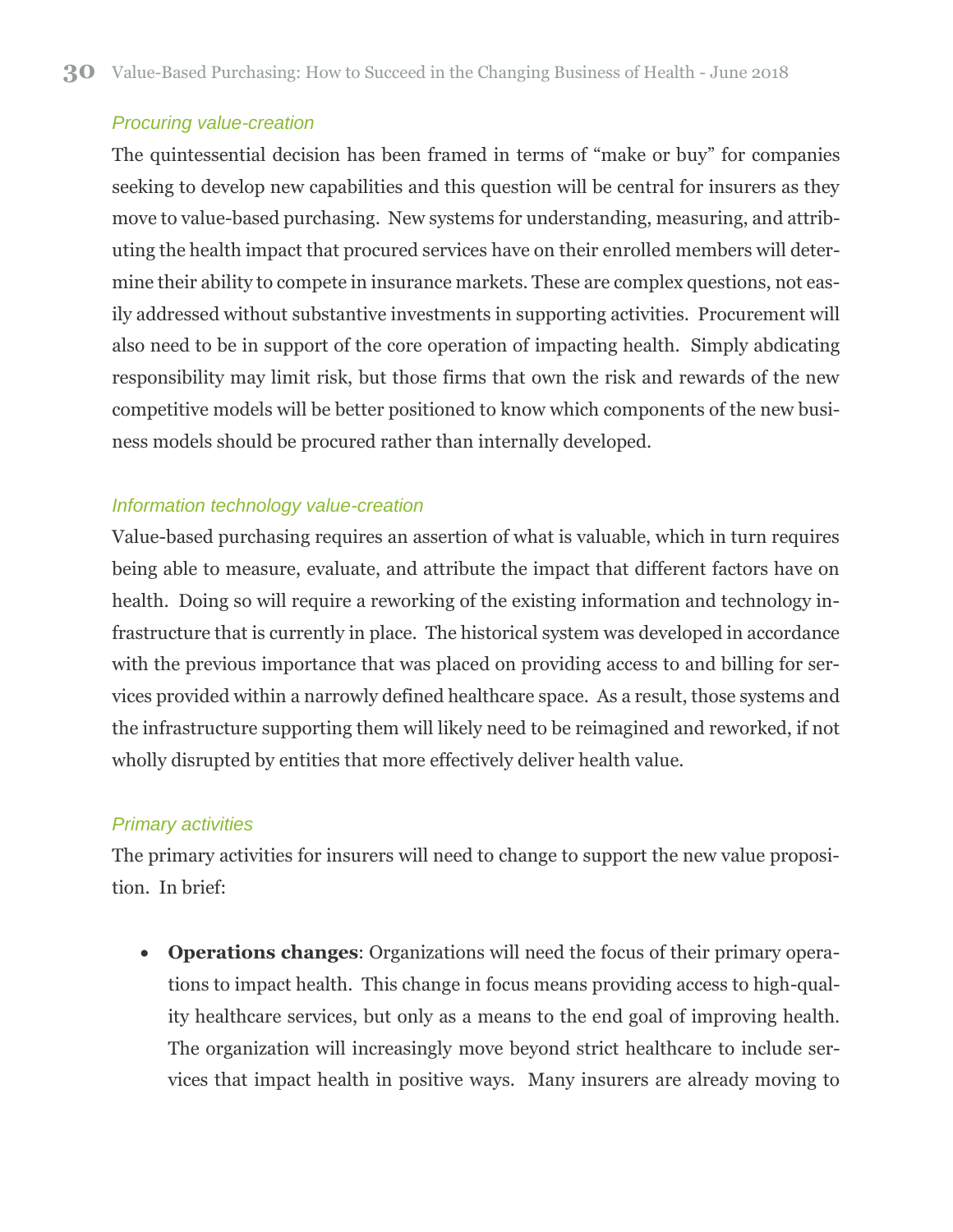### *Procuring value-creation*

The quintessential decision has been framed in terms of "make or buy" for companies seeking to develop new capabilities and this question will be central for insurers as they move to value-based purchasing. New systems for understanding, measuring, and attributing the health impact that procured services have on their enrolled members will determine their ability to compete in insurance markets. These are complex questions, not easily addressed without substantive investments in supporting activities. Procurement will also need to be in support of the core operation of impacting health. Simply abdicating responsibility may limit risk, but those firms that own the risk and rewards of the new competitive models will be better positioned to know which components of the new business models should be procured rather than internally developed.

### *Information technology value-creation*

Value-based purchasing requires an assertion of what is valuable, which in turn requires being able to measure, evaluate, and attribute the impact that different factors have on health. Doing so will require a reworking of the existing information and technology infrastructure that is currently in place. The historical system was developed in accordance with the previous importance that was placed on providing access to and billing for services provided within a narrowly defined healthcare space. As a result, those systems and the infrastructure supporting them will likely need to be reimagined and reworked, if not wholly disrupted by entities that more effectively deliver health value.

### *Primary activities*

The primary activities for insurers will need to change to support the new value proposition. In brief:

- **Operations changes**: Organizations will need the focus of their primary operations to impact health. This change in focus means providing access to high-quality healthcare services, but only as a means to the end goal of improving health. The organization will increasingly move beyond strict healthcare to include services that impact health in positive ways. Many insurers are already moving to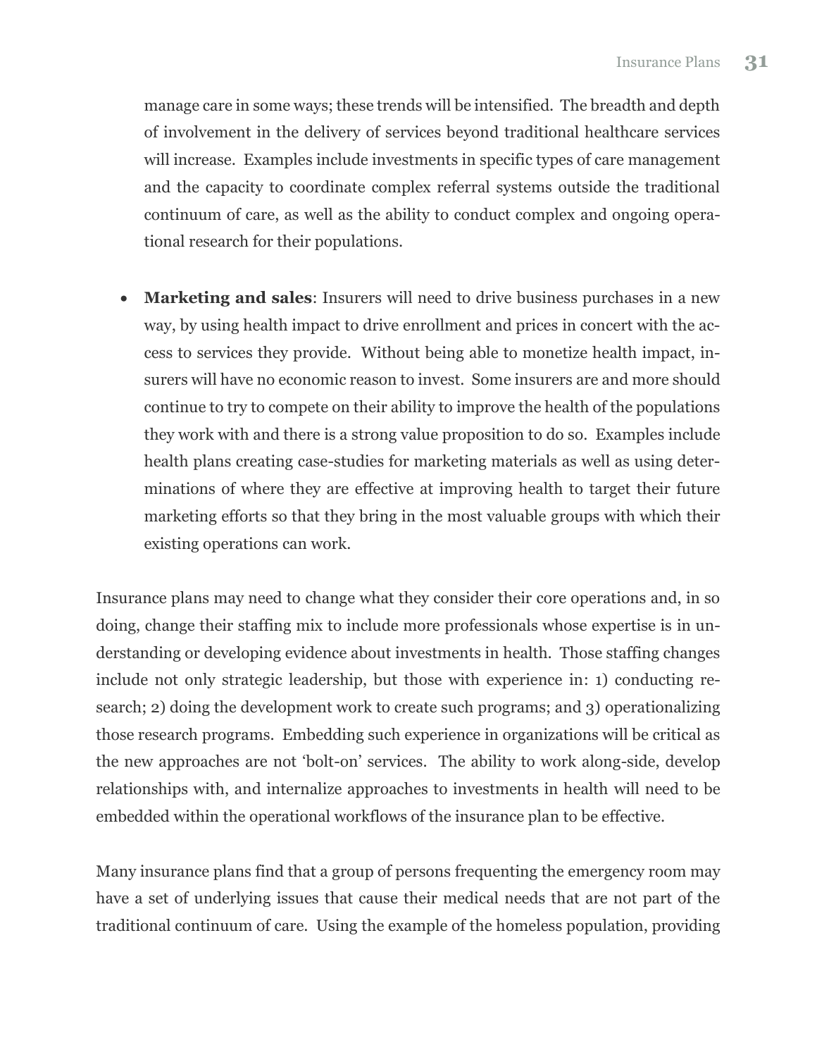manage care in some ways; these trends will be intensified. The breadth and depth of involvement in the delivery of services beyond traditional healthcare services will increase. Examples include investments in specific types of care management and the capacity to coordinate complex referral systems outside the traditional continuum of care, as well as the ability to conduct complex and ongoing operational research for their populations.

- **Marketing and sales**: Insurers will need to drive business purchases in a new way, by using health impact to drive enrollment and prices in concert with the access to services they provide. Without being able to monetize health impact, insurers will have no economic reason to invest. Some insurers are and more should continue to try to compete on their ability to improve the health of the populations they work with and there is a strong value proposition to do so. Examples include health plans creating case-studies for marketing materials as well as using determinations of where they are effective at improving health to target their future marketing efforts so that they bring in the most valuable groups with which their existing operations can work.

Insurance plans may need to change what they consider their core operations and, in so doing, change their staffing mix to include more professionals whose expertise is in understanding or developing evidence about investments in health. Those staffing changes include not only strategic leadership, but those with experience in: 1) conducting research; 2) doing the development work to create such programs; and 3) operationalizing those research programs. Embedding such experience in organizations will be critical as the new approaches are not 'bolt-on' services. The ability to work along-side, develop relationships with, and internalize approaches to investments in health will need to be embedded within the operational workflows of the insurance plan to be effective.

Many insurance plans find that a group of persons frequenting the emergency room may have a set of underlying issues that cause their medical needs that are not part of the traditional continuum of care. Using the example of the homeless population, providing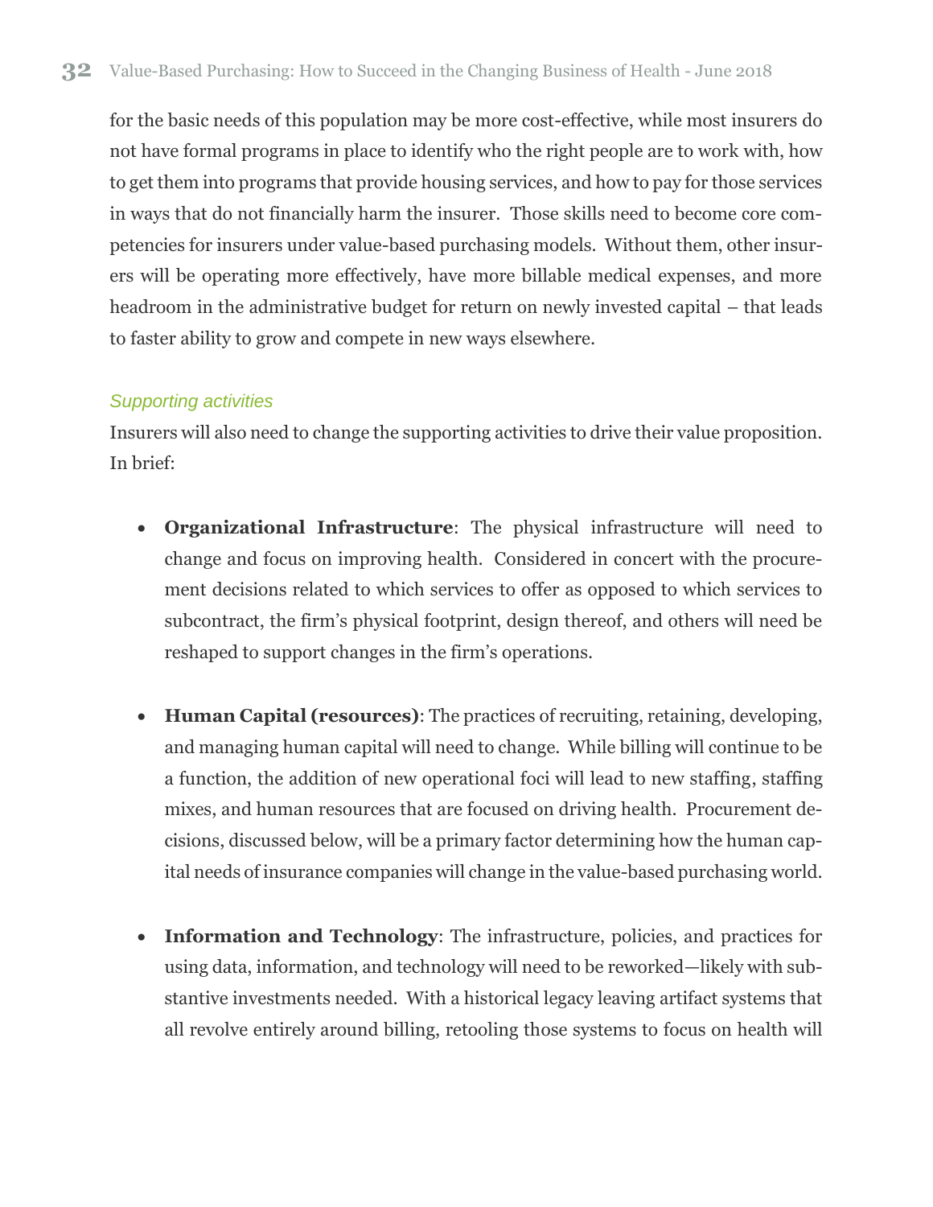for the basic needs of this population may be more cost-effective, while most insurers do not have formal programs in place to identify who the right people are to work with, how to get them into programs that provide housing services, and how to pay for those services in ways that do not financially harm the insurer. Those skills need to become core competencies for insurers under value-based purchasing models. Without them, other insurers will be operating more effectively, have more billable medical expenses, and more headroom in the administrative budget for return on newly invested capital – that leads to faster ability to grow and compete in new ways elsewhere.

### *Supporting activities*

Insurers will also need to change the supporting activities to drive their value proposition. In brief:

- **Organizational Infrastructure**: The physical infrastructure will need to change and focus on improving health. Considered in concert with the procurement decisions related to which services to offer as opposed to which services to subcontract, the firm's physical footprint, design thereof, and others will need be reshaped to support changes in the firm's operations.

- **Human Capital (resources)**: The practices of recruiting, retaining, developing, and managing human capital will need to change. While billing will continue to be a function, the addition of new operational foci will lead to new staffing, staffing mixes, and human resources that are focused on driving health. Procurement decisions, discussed below, will be a primary factor determining how the human capital needs of insurance companies will change in the value-based purchasing world.

- **Information and Technology**: The infrastructure, policies, and practices for using data, information, and technology will need to be reworked—likely with substantive investments needed. With a historical legacy leaving artifact systems that all revolve entirely around billing, retooling those systems to focus on health will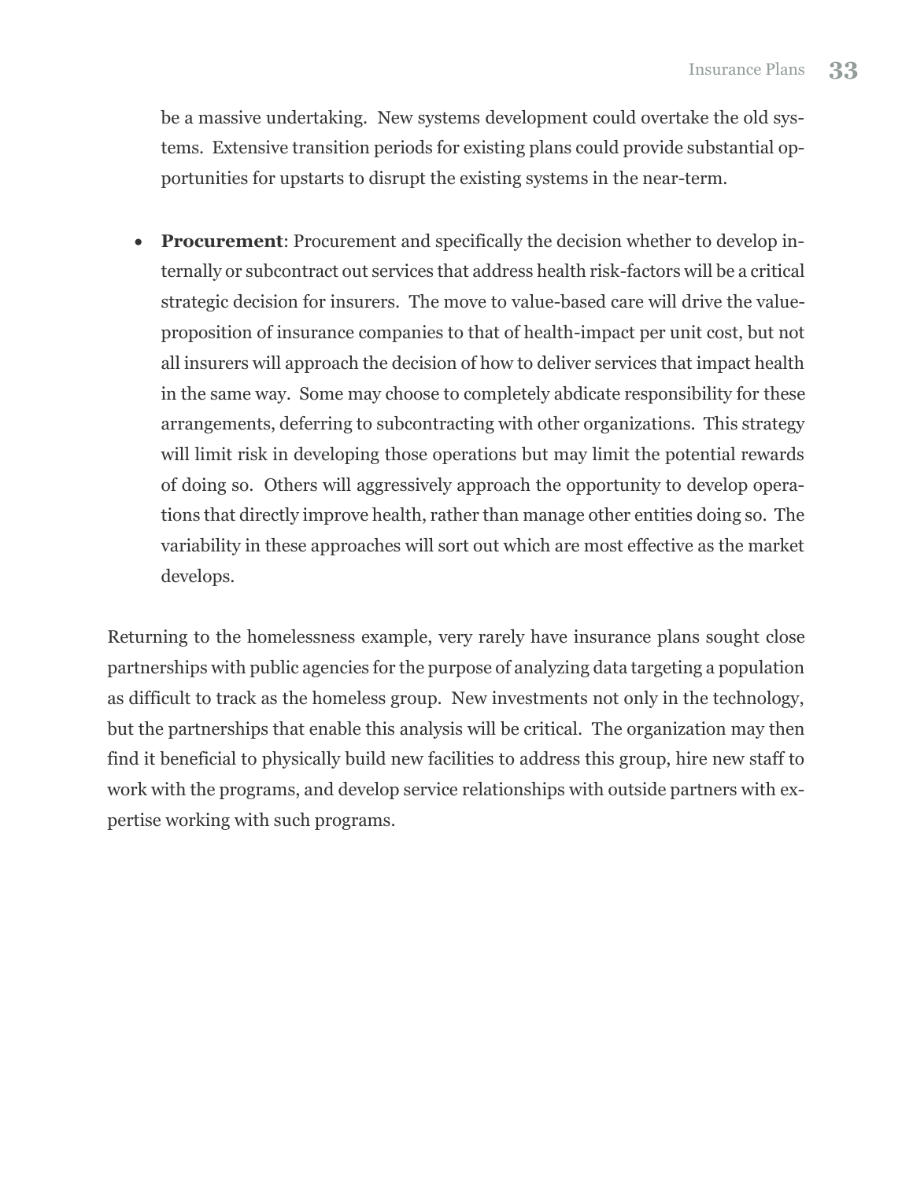be a massive undertaking. New systems development could overtake the old systems. Extensive transition periods for existing plans could provide substantial opportunities for upstarts to disrupt the existing systems in the near-term.

- **Procurement**: Procurement and specifically the decision whether to develop internally or subcontract out services that address health risk-factors will be a critical strategic decision for insurers. The move to value-based care will drive the value-proposition of insurance companies to that of health-impact per unit cost, but not all insurers will approach the decision of how to deliver services that impact health in the same way. Some may choose to completely abdicate responsibility for these arrangements, deferring to subcontracting with other organizations. This strategy will limit risk in developing those operations but may limit the potential rewards of doing so. Others will aggressively approach the opportunity to develop operations that directly improve health, rather than manage other entities doing so. The variability in these approaches will sort out which are most effective as the market develops.

Returning to the homelessness example, very rarely have insurance plans sought close partnerships with public agencies for the purpose of analyzing data targeting a population as difficult to track as the homeless group. New investments not only in the technology, but the partnerships that enable this analysis will be critical. The organization may then find it beneficial to physically build new facilities to address this group, hire new staff to work with the programs, and develop service relationships with outside partners with expertise working with such programs.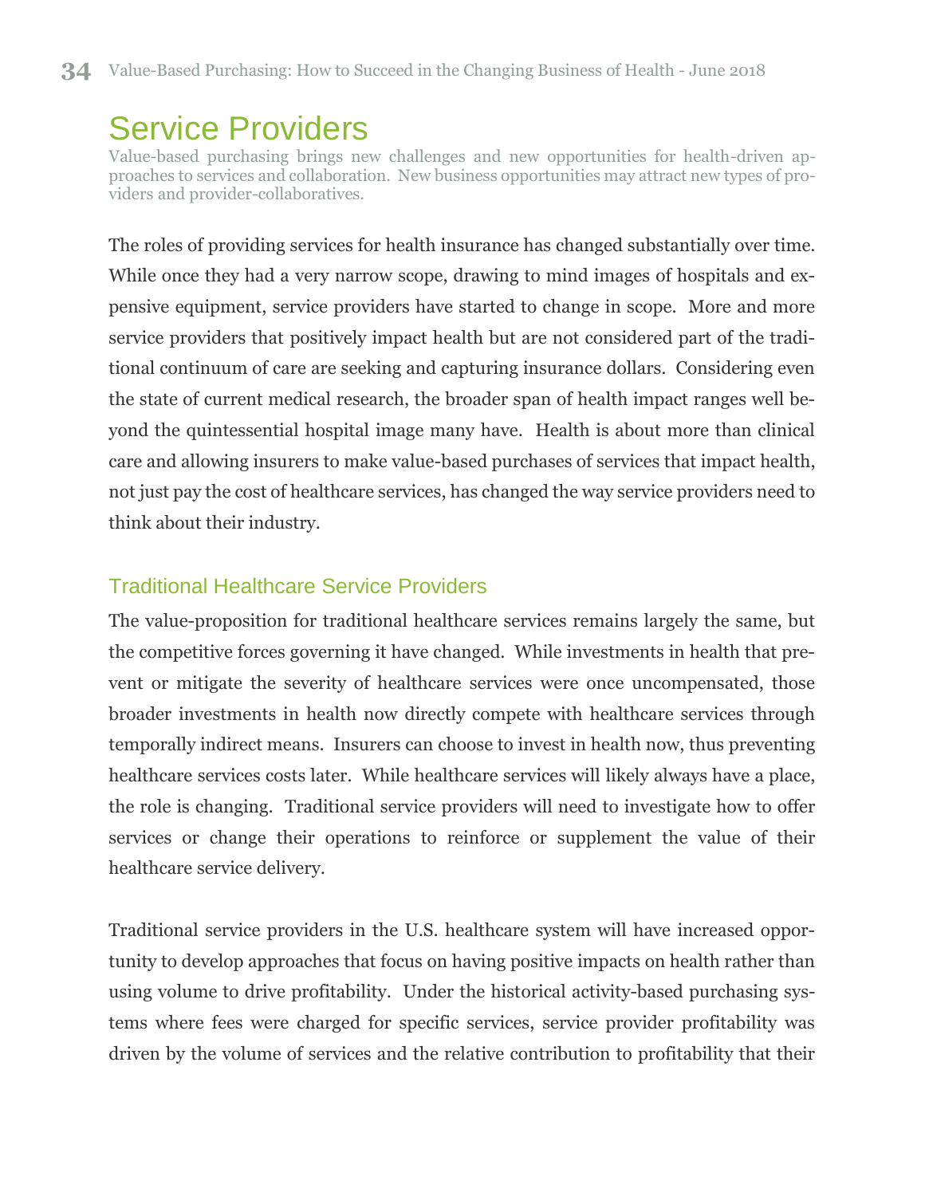# Service Providers

Value-based purchasing brings new challenges and new opportunities for health-driven approaches to services and collaboration. New business opportunities may attract new types of providers and provider-collaboratives.

The roles of providing services for health insurance has changed substantially over time. While once they had a very narrow scope, drawing to mind images of hospitals and expensive equipment, service providers have started to change in scope. More and more service providers that positively impact health but are not considered part of the traditional continuum of care are seeking and capturing insurance dollars. Considering even the state of current medical research, the broader span of health impact ranges well beyond the quintessential hospital image many have. Health is about more than clinical care and allowing insurers to make value-based purchases of services that impact health, not just pay the cost of healthcare services, has changed the way service providers need to think about their industry.

## Traditional Healthcare Service Providers

The value-proposition for traditional healthcare services remains largely the same, but the competitive forces governing it have changed. While investments in health that prevent or mitigate the severity of healthcare services were once uncompensated, those broader investments in health now directly compete with healthcare services through temporally indirect means. Insurers can choose to invest in health now, thus preventing healthcare services costs later. While healthcare services will likely always have a place, the role is changing. Traditional service providers will need to investigate how to offer services or change their operations to reinforce or supplement the value of their healthcare service delivery.

Traditional service providers in the U.S. healthcare system will have increased opportunity to develop approaches that focus on having positive impacts on health rather than using volume to drive profitability. Under the historical activity-based purchasing systems where fees were charged for specific services, service provider profitability was driven by the volume of services and the relative contribution to profitability that their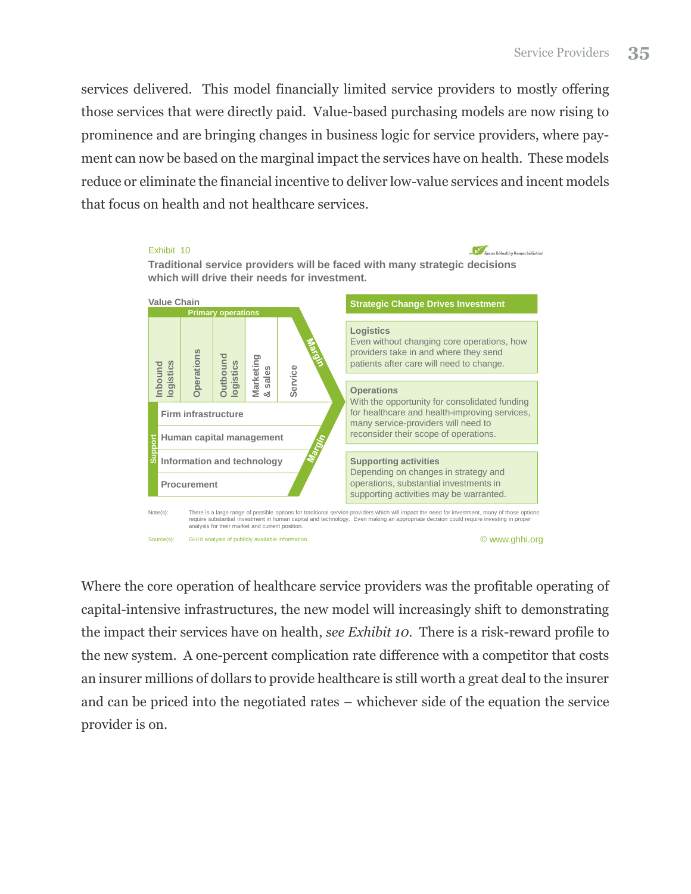services delivered. This model financially limited service providers to mostly offering those services that were directly paid. Value-based purchasing models are now rising to prominence and are bringing changes in business logic for service providers, where payment can now be based on the marginal impact the services have on health. These models reduce or eliminate the financial incentive to deliver low-value services and incent models that focus on health and not healthcare services.

Exhibit 10

**Traditional service providers will be faced with many strategic decisions which will drive their needs for investment.**

**Value Chain**

Primary operations: Inbound logistics | Operations | Outbound logistics | Marketing & sales | Service

Support: Firm infrastructure | Human capital management | Information and technology | Procurement

Margin

**Strategic Change Drives Investment**

**Logistics**
Even without changing core operations, how providers take in and where they send patients after care will need to change.

**Operations**
With the opportunity for consolidated funding for healthcare and health-improving services, many service-providers will need to reconsider their scope of operations.

**Supporting activities**
Depending on changes in strategy and operations, substantial investments in supporting activities may be warranted.

Note(s): There is a large range of possible options for traditional service providers which will impact the need for investment, many of those options require substantial investment in human capital and technology. Even making an appropriate decision could require investing in proper analysis for their market and current position.

Source(s): GHHI analysis of publicly available information.

© www.ghhi.org

Where the core operation of healthcare service providers was the profitable operating of capital-intensive infrastructures, the new model will increasingly shift to demonstrating the impact their services have on health, *see Exhibit 10*. There is a risk-reward profile to the new system. A one-percent complication rate difference with a competitor that costs an insurer millions of dollars to provide healthcare is still worth a great deal to the insurer and can be priced into the negotiated rates – whichever side of the equation the service provider is on.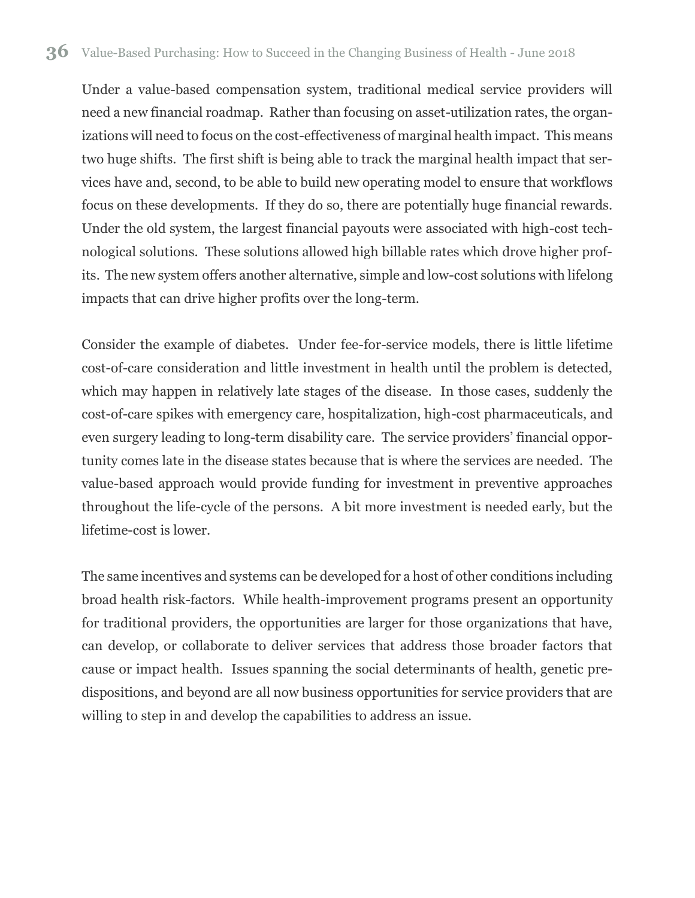Under a value-based compensation system, traditional medical service providers will need a new financial roadmap. Rather than focusing on asset-utilization rates, the organizations will need to focus on the cost-effectiveness of marginal health impact. This means two huge shifts. The first shift is being able to track the marginal health impact that services have and, second, to be able to build new operating model to ensure that workflows focus on these developments. If they do so, there are potentially huge financial rewards. Under the old system, the largest financial payouts were associated with high-cost technological solutions. These solutions allowed high billable rates which drove higher profits. The new system offers another alternative, simple and low-cost solutions with lifelong impacts that can drive higher profits over the long-term.

Consider the example of diabetes. Under fee-for-service models, there is little lifetime cost-of-care consideration and little investment in health until the problem is detected, which may happen in relatively late stages of the disease. In those cases, suddenly the cost-of-care spikes with emergency care, hospitalization, high-cost pharmaceuticals, and even surgery leading to long-term disability care. The service providers' financial opportunity comes late in the disease states because that is where the services are needed. The value-based approach would provide funding for investment in preventive approaches throughout the life-cycle of the persons. A bit more investment is needed early, but the lifetime-cost is lower.

The same incentives and systems can be developed for a host of other conditions including broad health risk-factors. While health-improvement programs present an opportunity for traditional providers, the opportunities are larger for those organizations that have, can develop, or collaborate to deliver services that address those broader factors that cause or impact health. Issues spanning the social determinants of health, genetic predispositions, and beyond are all now business opportunities for service providers that are willing to step in and develop the capabilities to address an issue.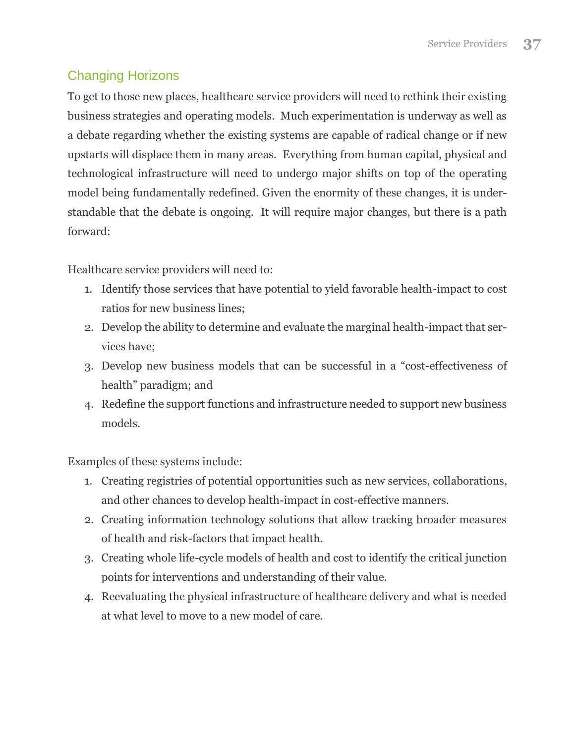## Changing Horizons

To get to those new places, healthcare service providers will need to rethink their existing business strategies and operating models. Much experimentation is underway as well as a debate regarding whether the existing systems are capable of radical change or if new upstarts will displace them in many areas. Everything from human capital, physical and technological infrastructure will need to undergo major shifts on top of the operating model being fundamentally redefined. Given the enormity of these changes, it is understandable that the debate is ongoing. It will require major changes, but there is a path forward:

Healthcare service providers will need to:

1. Identify those services that have potential to yield favorable health-impact to cost ratios for new business lines;
2. Develop the ability to determine and evaluate the marginal health-impact that services have;
3. Develop new business models that can be successful in a "cost-effectiveness of health" paradigm; and
4. Redefine the support functions and infrastructure needed to support new business models.

Examples of these systems include:

1. Creating registries of potential opportunities such as new services, collaborations, and other chances to develop health-impact in cost-effective manners.
2. Creating information technology solutions that allow tracking broader measures of health and risk-factors that impact health.
3. Creating whole life-cycle models of health and cost to identify the critical junction points for interventions and understanding of their value.
4. Reevaluating the physical infrastructure of healthcare delivery and what is needed at what level to move to a new model of care.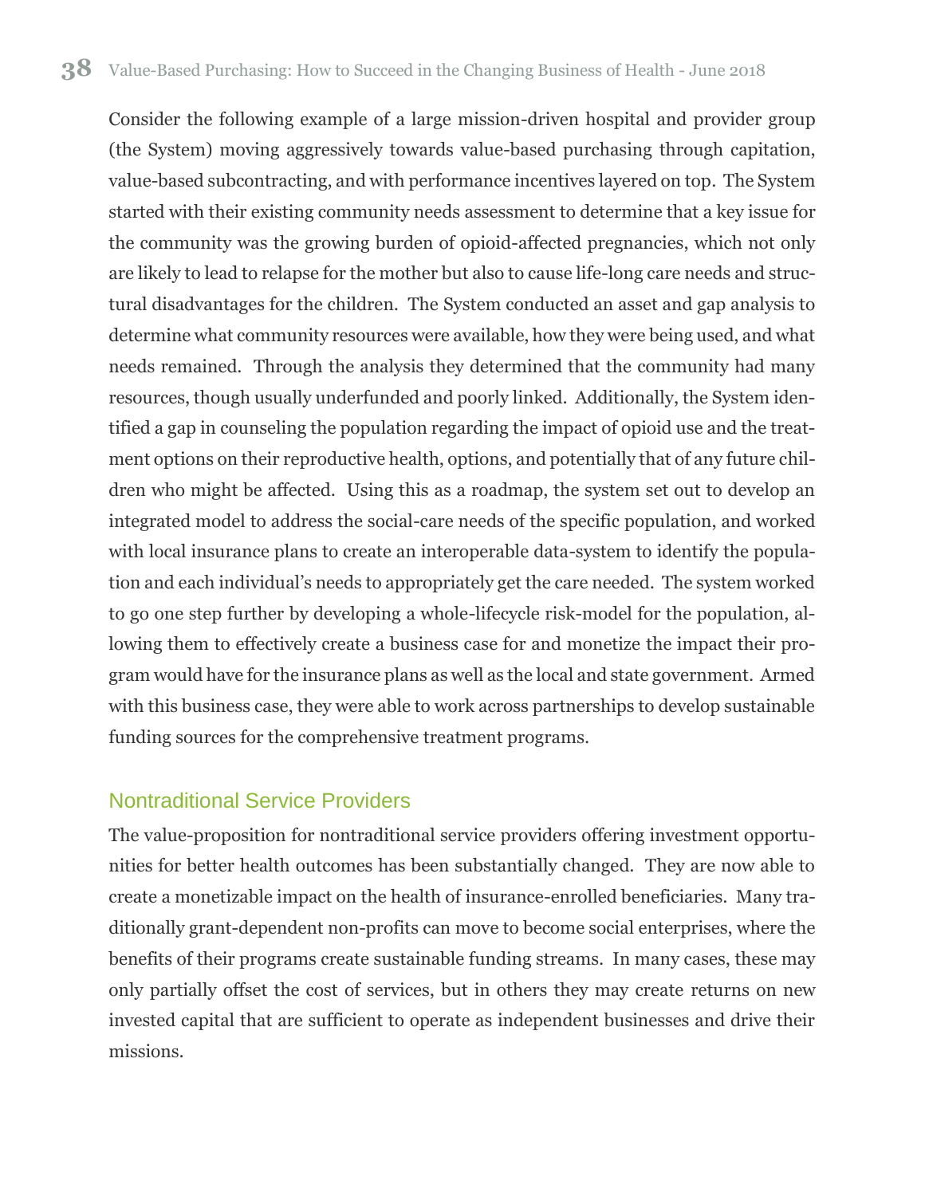Consider the following example of a large mission-driven hospital and provider group (the System) moving aggressively towards value-based purchasing through capitation, value-based subcontracting, and with performance incentives layered on top. The System started with their existing community needs assessment to determine that a key issue for the community was the growing burden of opioid-affected pregnancies, which not only are likely to lead to relapse for the mother but also to cause life-long care needs and structural disadvantages for the children. The System conducted an asset and gap analysis to determine what community resources were available, how they were being used, and what needs remained. Through the analysis they determined that the community had many resources, though usually underfunded and poorly linked. Additionally, the System identified a gap in counseling the population regarding the impact of opioid use and the treatment options on their reproductive health, options, and potentially that of any future children who might be affected. Using this as a roadmap, the system set out to develop an integrated model to address the social-care needs of the specific population, and worked with local insurance plans to create an interoperable data-system to identify the population and each individual's needs to appropriately get the care needed. The system worked to go one step further by developing a whole-lifecycle risk-model for the population, allowing them to effectively create a business case for and monetize the impact their program would have for the insurance plans as well as the local and state government. Armed with this business case, they were able to work across partnerships to develop sustainable funding sources for the comprehensive treatment programs.

## Nontraditional Service Providers

The value-proposition for nontraditional service providers offering investment opportunities for better health outcomes has been substantially changed. They are now able to create a monetizable impact on the health of insurance-enrolled beneficiaries. Many traditionally grant-dependent non-profits can move to become social enterprises, where the benefits of their programs create sustainable funding streams. In many cases, these may only partially offset the cost of services, but in others they may create returns on new invested capital that are sufficient to operate as independent businesses and drive their missions.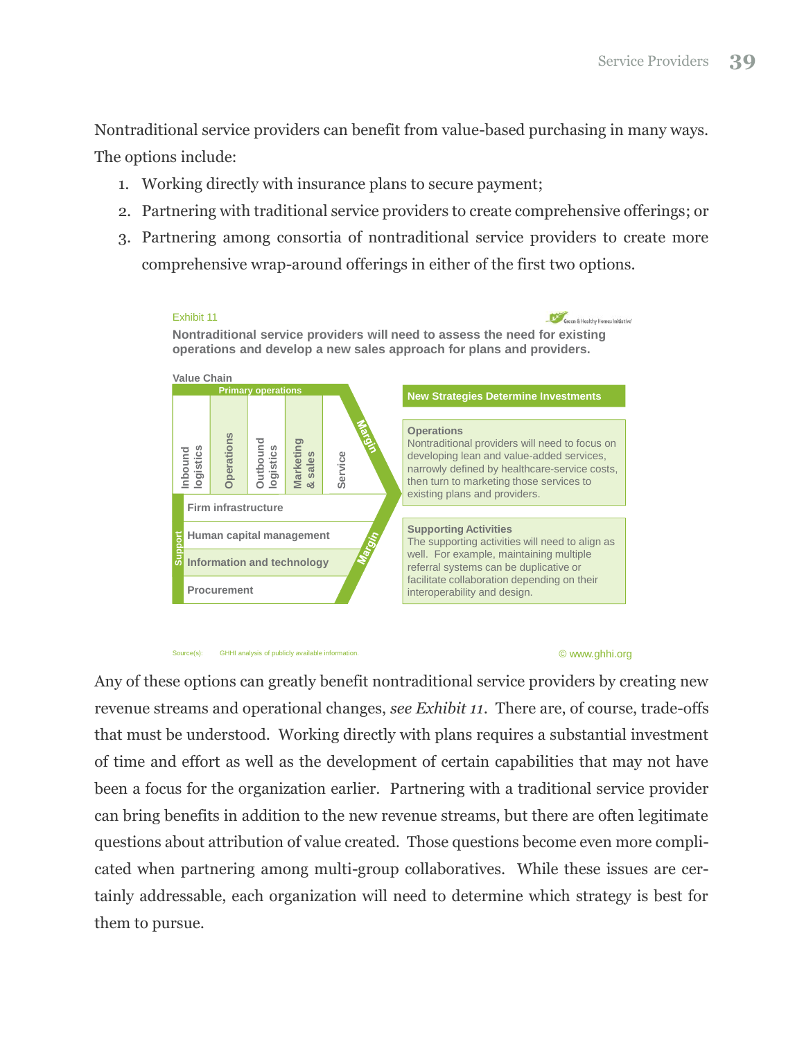Nontraditional service providers can benefit from value-based purchasing in many ways. The options include:

1. Working directly with insurance plans to secure payment;
2. Partnering with traditional service providers to create comprehensive offerings; or
3. Partnering among consortia of nontraditional service providers to create more comprehensive wrap-around offerings in either of the first two options.

Exhibit 11

**Nontraditional service providers will need to assess the need for existing operations and develop a new sales approach for plans and providers.**

**Value Chain**

**Primary operations:** Inbound logistics | Operations | Outbound logistics | Marketing & sales | Service — Margin

**Support:** Firm infrastructure | Human capital management | Information and technology | Procurement — Margin

**New Strategies Determine Investments**

**Operations**
Nontraditional providers will need to focus on developing lean and value-added services, narrowly defined by healthcare-service costs, then turn to marketing those services to existing plans and providers.

**Supporting Activities**
The supporting activities will need to align as well. For example, maintaining multiple referral systems can be duplicative or facilitate collaboration depending on their interoperability and design.

Source(s): GHHI analysis of publicly available information.

© www.ghhi.org

Any of these options can greatly benefit nontraditional service providers by creating new revenue streams and operational changes, *see Exhibit 11*. There are, of course, trade-offs that must be understood. Working directly with plans requires a substantial investment of time and effort as well as the development of certain capabilities that may not have been a focus for the organization earlier. Partnering with a traditional service provider can bring benefits in addition to the new revenue streams, but there are often legitimate questions about attribution of value created. Those questions become even more complicated when partnering among multi-group collaboratives. While these issues are certainly addressable, each organization will need to determine which strategy is best for them to pursue.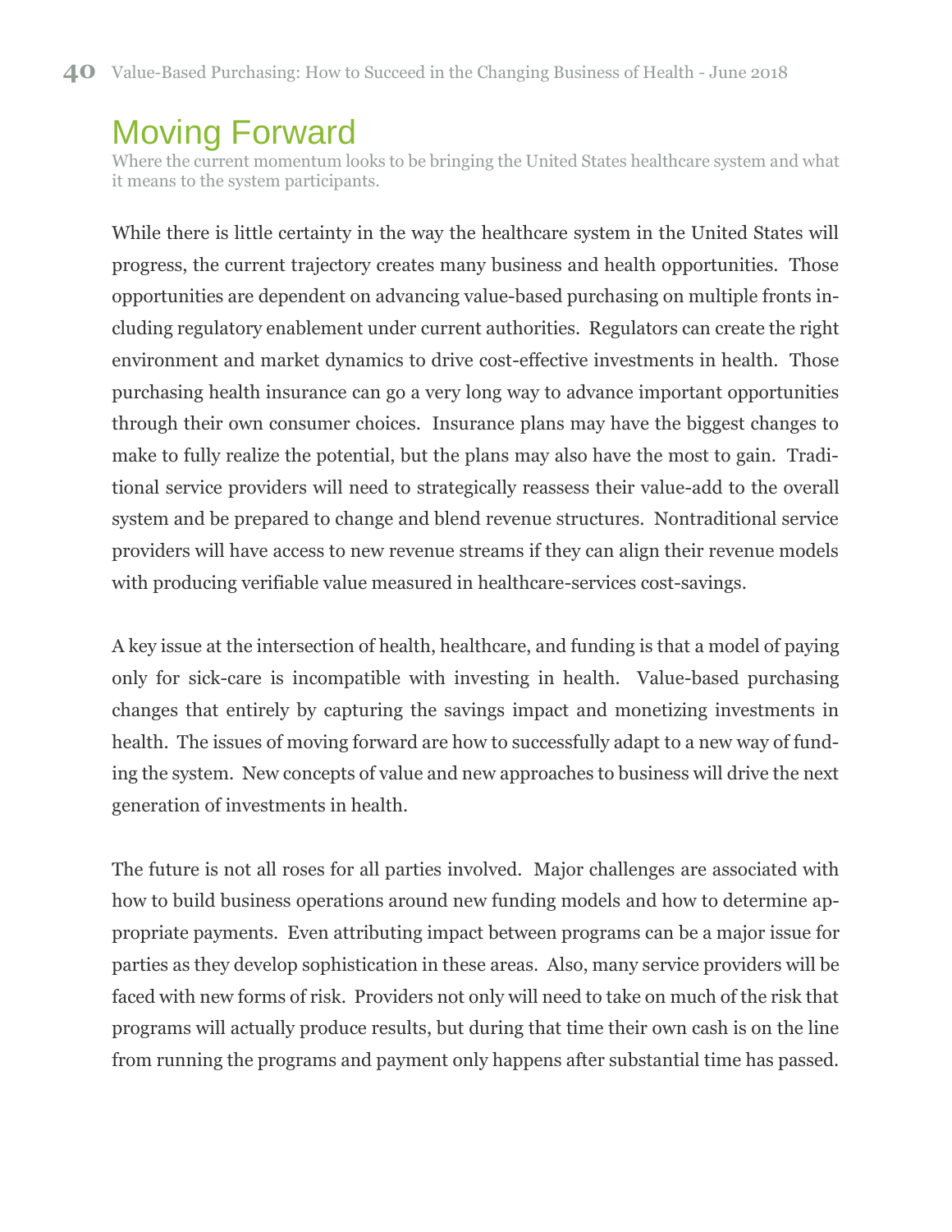# Moving Forward

Where the current momentum looks to be bringing the United States healthcare system and what it means to the system participants.

While there is little certainty in the way the healthcare system in the United States will progress, the current trajectory creates many business and health opportunities. Those opportunities are dependent on advancing value-based purchasing on multiple fronts including regulatory enablement under current authorities. Regulators can create the right environment and market dynamics to drive cost-effective investments in health. Those purchasing health insurance can go a very long way to advance important opportunities through their own consumer choices. Insurance plans may have the biggest changes to make to fully realize the potential, but the plans may also have the most to gain. Traditional service providers will need to strategically reassess their value-add to the overall system and be prepared to change and blend revenue structures. Nontraditional service providers will have access to new revenue streams if they can align their revenue models with producing verifiable value measured in healthcare-services cost-savings.

A key issue at the intersection of health, healthcare, and funding is that a model of paying only for sick-care is incompatible with investing in health. Value-based purchasing changes that entirely by capturing the savings impact and monetizing investments in health. The issues of moving forward are how to successfully adapt to a new way of funding the system. New concepts of value and new approaches to business will drive the next generation of investments in health.

The future is not all roses for all parties involved. Major challenges are associated with how to build business operations around new funding models and how to determine appropriate payments. Even attributing impact between programs can be a major issue for parties as they develop sophistication in these areas. Also, many service providers will be faced with new forms of risk. Providers not only will need to take on much of the risk that programs will actually produce results, but during that time their own cash is on the line from running the programs and payment only happens after substantial time has passed.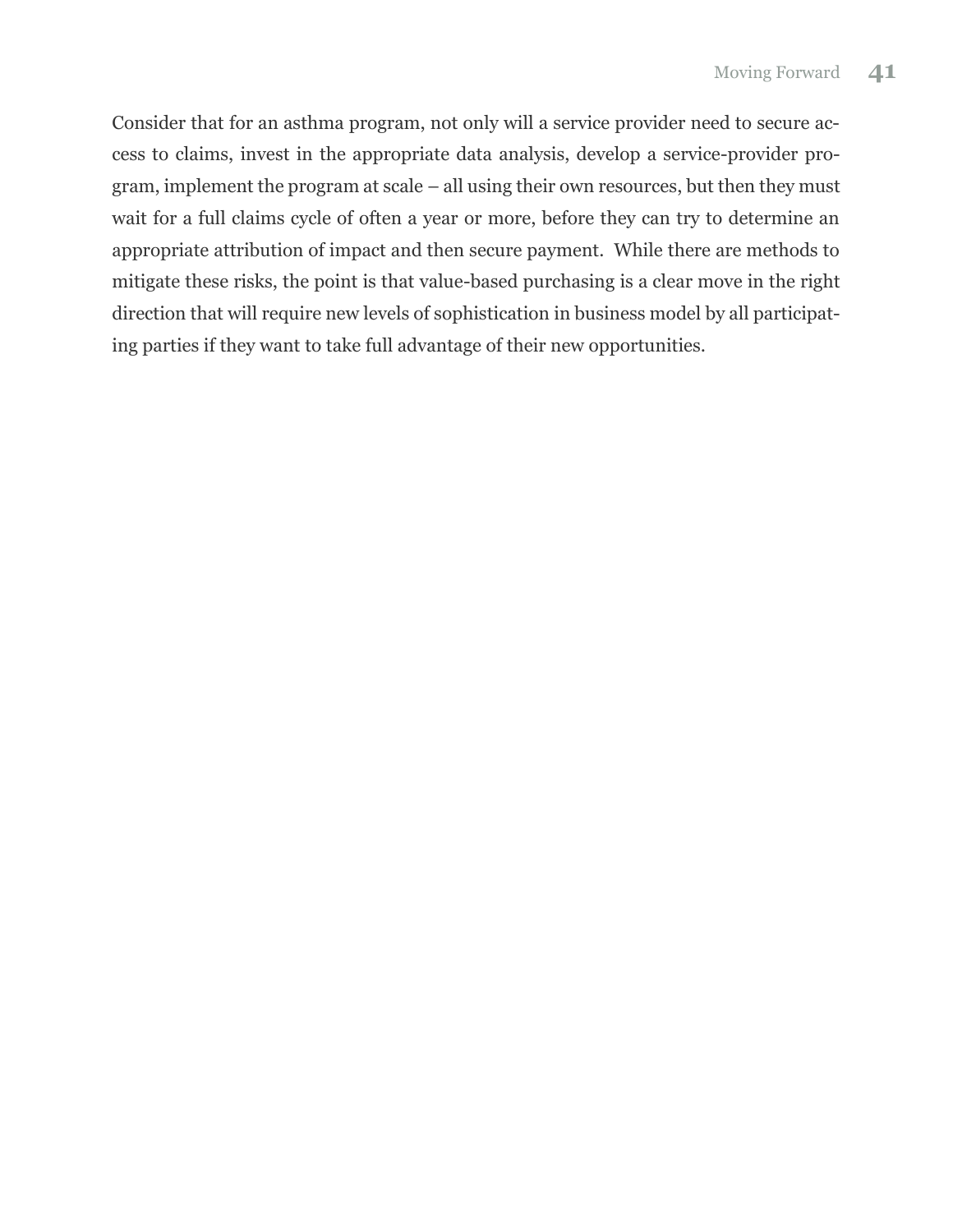Consider that for an asthma program, not only will a service provider need to secure access to claims, invest in the appropriate data analysis, develop a service-provider program, implement the program at scale – all using their own resources, but then they must wait for a full claims cycle of often a year or more, before they can try to determine an appropriate attribution of impact and then secure payment.  While there are methods to mitigate these risks, the point is that value-based purchasing is a clear move in the right direction that will require new levels of sophistication in business model by all participating parties if they want to take full advantage of their new opportunities.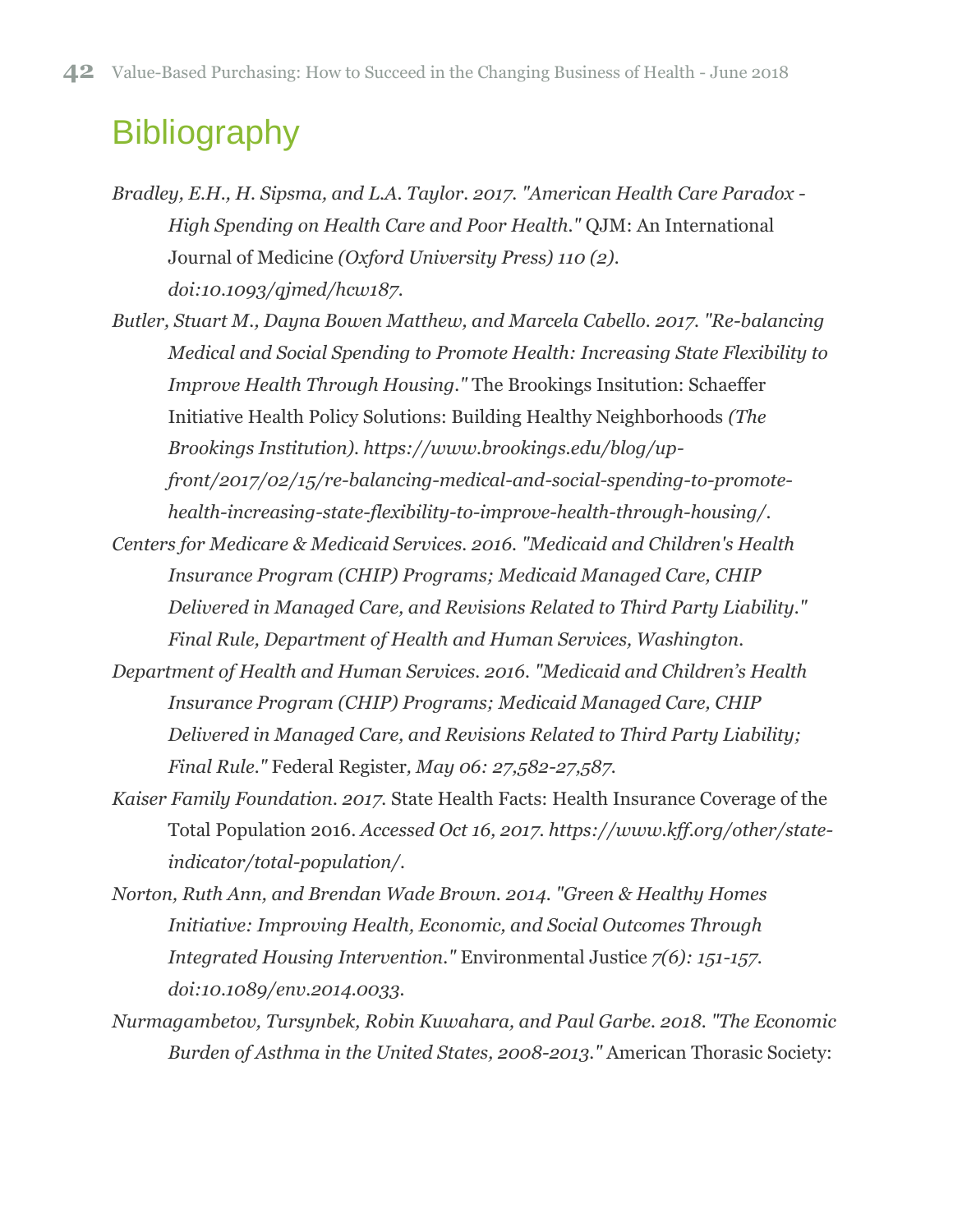# Bibliography

*Bradley, E.H., H. Sipsma, and L.A. Taylor. 2017. "American Health Care Paradox - High Spending on Health Care and Poor Health."* QJM: An International Journal of Medicine *(Oxford University Press) 110 (2). doi:10.1093/qjmed/hcw187.*

*Butler, Stuart M., Dayna Bowen Matthew, and Marcela Cabello. 2017. "Re-balancing Medical and Social Spending to Promote Health: Increasing State Flexibility to Improve Health Through Housing."* The Brookings Insitution: Schaeffer Initiative Health Policy Solutions: Building Healthy Neighborhoods *(The Brookings Institution). https://www.brookings.edu/blog/up-front/2017/02/15/re-balancing-medical-and-social-spending-to-promote-health-increasing-state-flexibility-to-improve-health-through-housing/.*

*Centers for Medicare & Medicaid Services. 2016. "Medicaid and Children's Health Insurance Program (CHIP) Programs; Medicaid Managed Care, CHIP Delivered in Managed Care, and Revisions Related to Third Party Liability." Final Rule, Department of Health and Human Services, Washington.*

*Department of Health and Human Services. 2016. "Medicaid and Children's Health Insurance Program (CHIP) Programs; Medicaid Managed Care, CHIP Delivered in Managed Care, and Revisions Related to Third Party Liability; Final Rule."* Federal Register*, May 06: 27,582-27,587.*

*Kaiser Family Foundation. 2017.* State Health Facts: Health Insurance Coverage of the Total Population 2016. *Accessed Oct 16, 2017. https://www.kff.org/other/state-indicator/total-population/.*

*Norton, Ruth Ann, and Brendan Wade Brown. 2014. "Green & Healthy Homes Initiative: Improving Health, Economic, and Social Outcomes Through Integrated Housing Intervention."* Environmental Justice *7(6): 151-157. doi:10.1089/env.2014.0033.*

*Nurmagambetov, Tursynbek, Robin Kuwahara, and Paul Garbe. 2018. "The Economic Burden of Asthma in the United States, 2008-2013."* American Thorasic Society: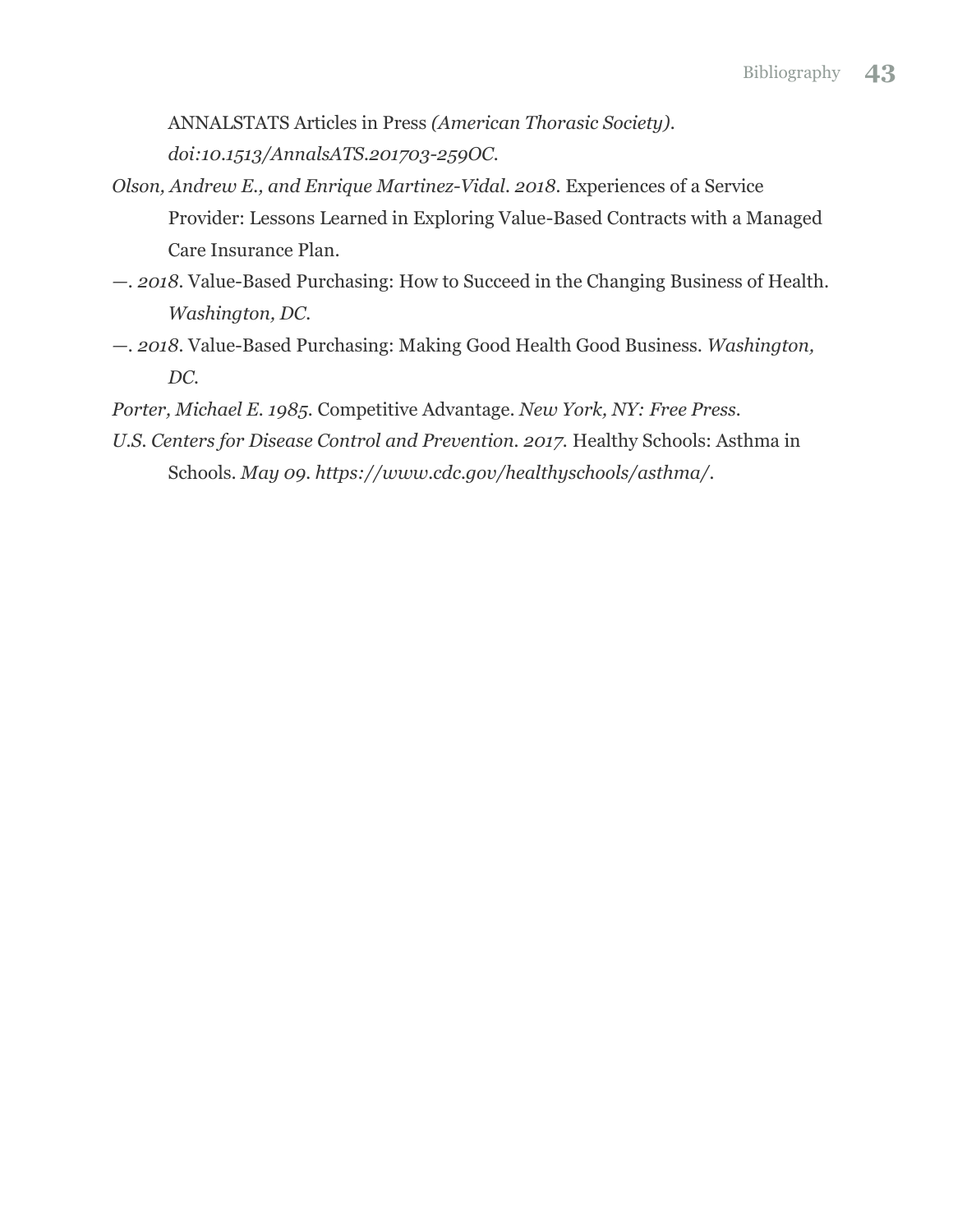ANNALSTATS Articles in Press *(American Thorasic Society)*. *doi:10.1513/AnnalsATS.201703-259OC*.

*Olson, Andrew E., and Enrique Martinez-Vidal*. *2018*. Experiences of a Service Provider: Lessons Learned in Exploring Value-Based Contracts with a Managed Care Insurance Plan.

—. *2018*. Value-Based Purchasing: How to Succeed in the Changing Business of Health. *Washington, DC*.

—. *2018*. Value-Based Purchasing: Making Good Health Good Business. *Washington, DC*.

*Porter, Michael E*. *1985*. Competitive Advantage. *New York, NY: Free Press*.

*U.S. Centers for Disease Control and Prevention*. *2017*. Healthy Schools: Asthma in Schools. *May 09*. *https://www.cdc.gov/healthyschools/asthma/*.